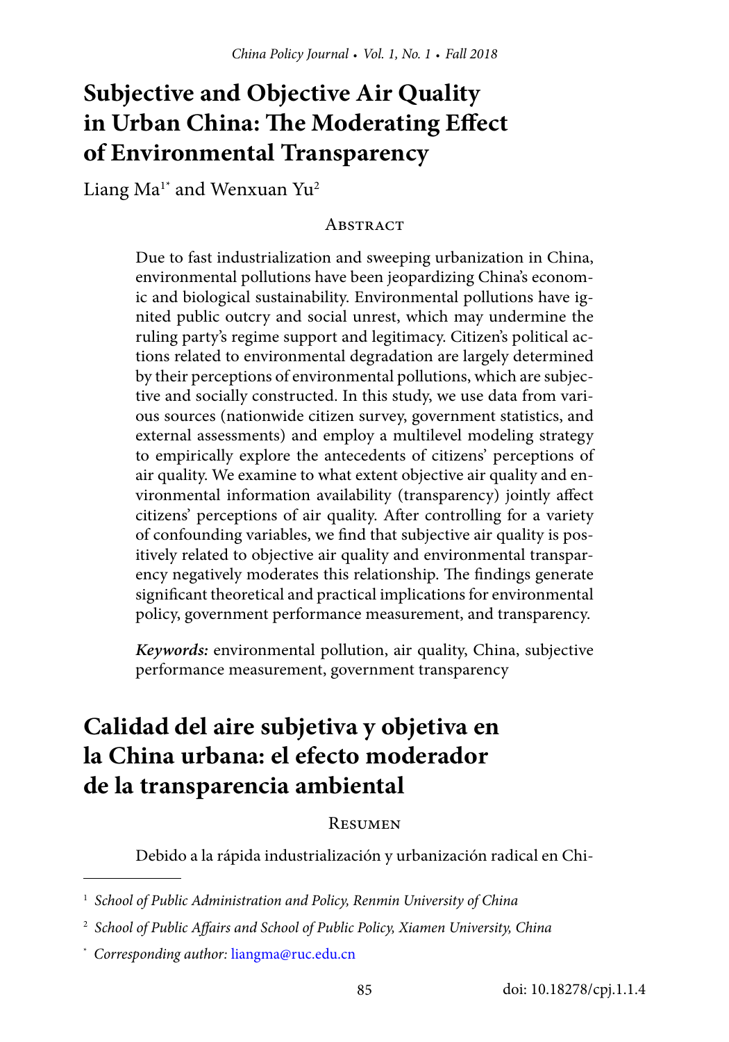# Subjective and Objective Air Quality in Urban China: The Moderating Effect of Environmental Transparency

Liang Ma[1*] and Wenxuan Yu[2]

## Abstract

Due to fast industrialization and sweeping urbanization in China, environmental pollutions have been jeopardizing China's economic and biological sustainability. Environmental pollutions have ignited public outcry and social unrest, which may undermine the ruling party's regime support and legitimacy. Citizen's political actions related to environmental degradation are largely determined by their perceptions of environmental pollutions, which are subjective and socially constructed. In this study, we use data from various sources (nationwide citizen survey, government statistics, and external assessments) and employ a multilevel modeling strategy to empirically explore the antecedents of citizens' perceptions of air quality. We examine to what extent objective air quality and environmental information availability (transparency) jointly affect citizens' perceptions of air quality. After controlling for a variety of confounding variables, we find that subjective air quality is positively related to objective air quality and environmental transparency negatively moderates this relationship. The findings generate significant theoretical and practical implications for environmental policy, government performance measurement, and transparency.

***Keywords:*** environmental pollution, air quality, China, subjective performance measurement, government transparency

# Calidad del aire subjetiva y objetiva en la China urbana: el efecto moderador de la transparencia ambiental

## Resumen

Debido a la rápida industrialización y urbanización radical en Chi-

---

[1] *School of Public Administration and Policy, Renmin University of China*

[2] *School of Public Affairs and School of Public Policy, Xiamen University, China*

[*] *Corresponding author:* liangma@ruc.edu.cn

doi: 10.18278/cpj.1.1.4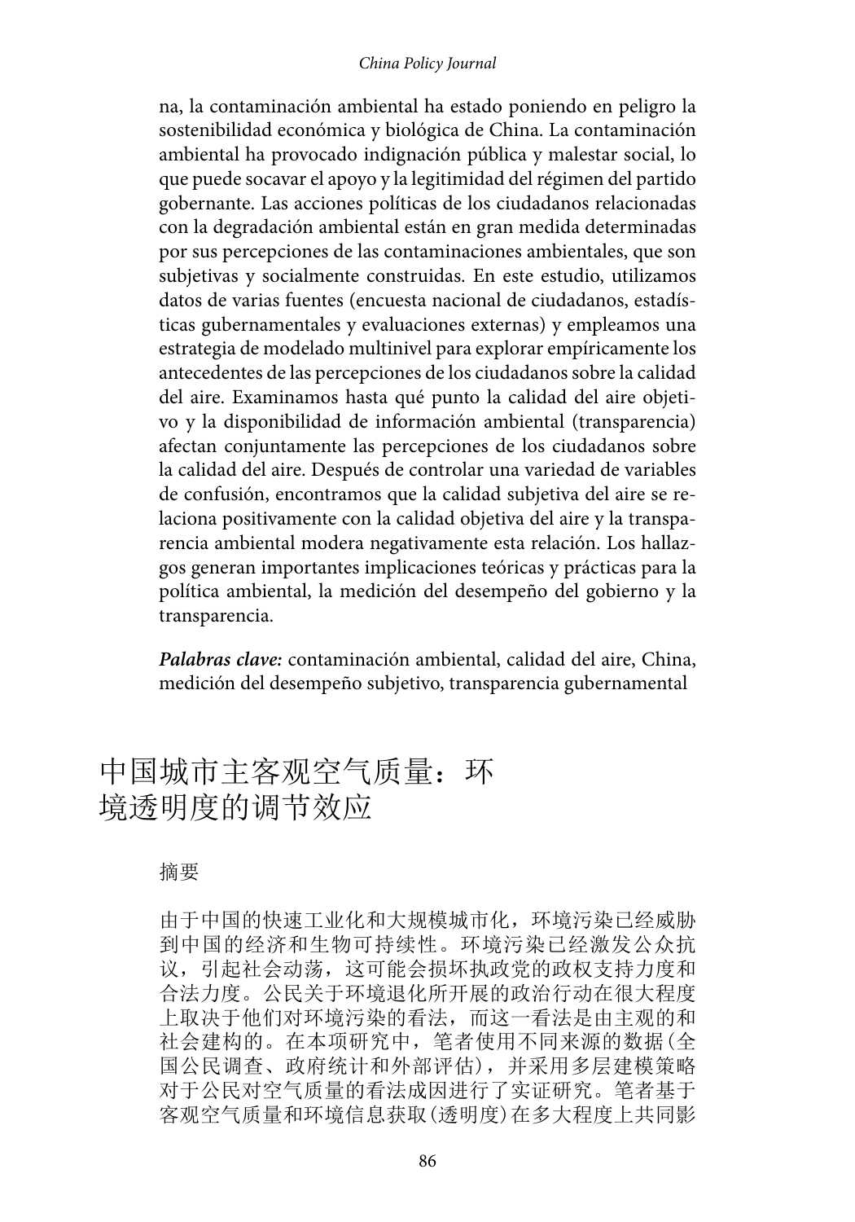na, la contaminación ambiental ha estado poniendo en peligro la sostenibilidad económica y biológica de China. La contaminación ambiental ha provocado indignación pública y malestar social, lo que puede socavar el apoyo y la legitimidad del régimen del partido gobernante. Las acciones políticas de los ciudadanos relacionadas con la degradación ambiental están en gran medida determinadas por sus percepciones de las contaminaciones ambientales, que son subjetivas y socialmente construidas. En este estudio, utilizamos datos de varias fuentes (encuesta nacional de ciudadanos, estadísticas gubernamentales y evaluaciones externas) y empleamos una estrategia de modelado multinivel para explorar empíricamente los antecedentes de las percepciones de los ciudadanos sobre la calidad del aire. Examinamos hasta qué punto la calidad del aire objetivo y la disponibilidad de información ambiental (transparencia) afectan conjuntamente las percepciones de los ciudadanos sobre la calidad del aire. Después de controlar una variedad de variables de confusión, encontramos que la calidad subjetiva del aire se relaciona positivamente con la calidad objetiva del aire y la transparencia ambiental modera negativamente esta relación. Los hallazgos generan importantes implicaciones teóricas y prácticas para la política ambiental, la medición del desempeño del gobierno y la transparencia.

***Palabras clave:*** contaminación ambiental, calidad del aire, China, medición del desempeño subjetivo, transparencia gubernamental

# 中国城市主客观空气质量：环境透明度的调节效应

摘要

由于中国的快速工业化和大规模城市化，环境污染已经威胁到中国的经济和生物可持续性。环境污染已经激发公众抗议，引起社会动荡，这可能会损坏执政党的政权支持力度和合法力度。公民关于环境退化所开展的政治行动在很大程度上取决于他们对环境污染的看法，而这一看法是由主观的和社会建构的。在本项研究中，笔者使用不同来源的数据(全国公民调查、政府统计和外部评估)，并采用多层建模策略对于公民对空气质量的看法成因进行了实证研究。笔者基于客观空气质量和环境信息获取(透明度)在多大程度上共同影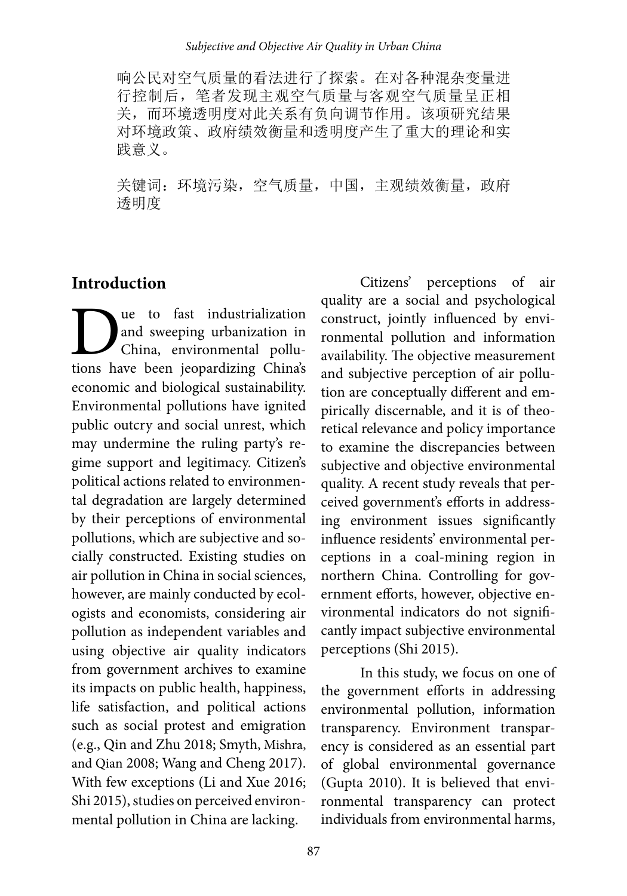响公民对空气质量的看法进行了探索。在对各种混杂变量进行控制后，笔者发现主观空气质量与客观空气质量呈正相关，而环境透明度对此关系有负向调节作用。该项研究结果对环境政策、政府绩效衡量和透明度产生了重大的理论和实践意义。

关键词：环境污染，空气质量，中国，主观绩效衡量，政府透明度

## Introduction

Due to fast industrialization and sweeping urbanization in China, environmental pollutions have been jeopardizing China's economic and biological sustainability. Environmental pollutions have ignited public outcry and social unrest, which may undermine the ruling party's regime support and legitimacy. Citizen's political actions related to environmental degradation are largely determined by their perceptions of environmental pollutions, which are subjective and socially constructed. Existing studies on air pollution in China in social sciences, however, are mainly conducted by ecologists and economists, considering air pollution as independent variables and using objective air quality indicators from government archives to examine its impacts on public health, happiness, life satisfaction, and political actions such as social protest and emigration (e.g., Qin and Zhu 2018; Smyth, Mishra, and Qian 2008; Wang and Cheng 2017). With few exceptions (Li and Xue 2016; Shi 2015), studies on perceived environmental pollution in China are lacking.

Citizens' perceptions of air quality are a social and psychological construct, jointly influenced by environmental pollution and information availability. The objective measurement and subjective perception of air pollution are conceptually different and empirically discernable, and it is of theoretical relevance and policy importance to examine the discrepancies between subjective and objective environmental quality. A recent study reveals that perceived government's efforts in addressing environment issues significantly influence residents' environmental perceptions in a coal-mining region in northern China. Controlling for government efforts, however, objective environmental indicators do not significantly impact subjective environmental perceptions (Shi 2015).

In this study, we focus on one of the government efforts in addressing environmental pollution, information transparency. Environment transparency is considered as an essential part of global environmental governance (Gupta 2010). It is believed that environmental transparency can protect individuals from environmental harms,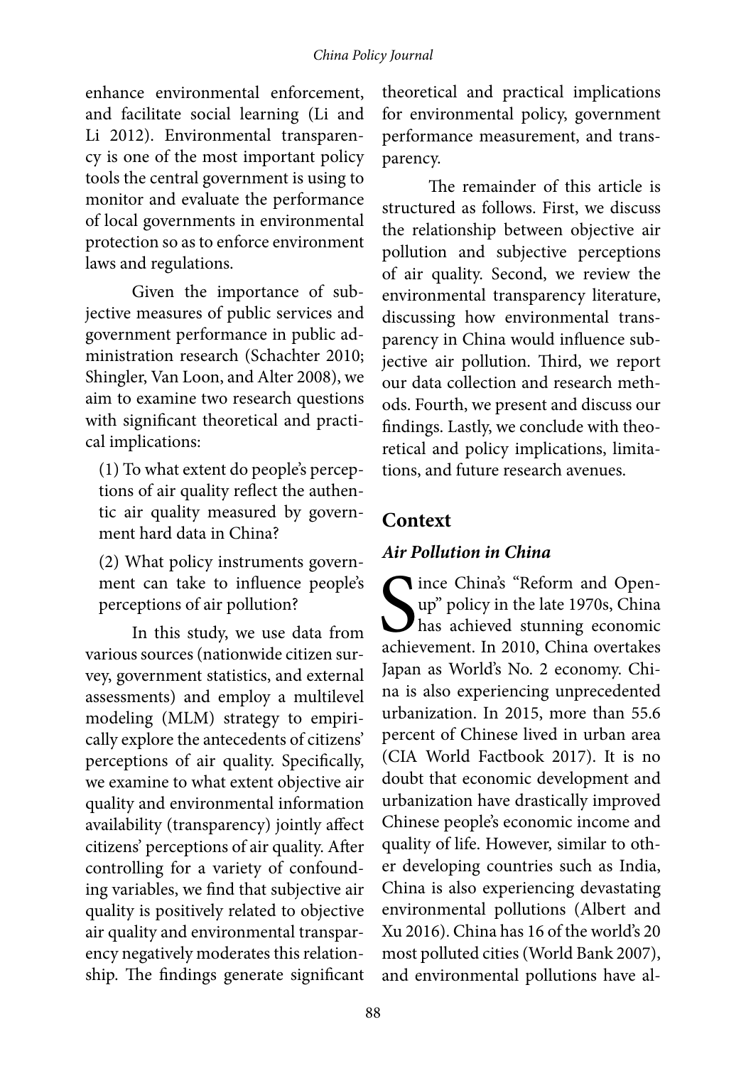enhance environmental enforcement, and facilitate social learning (Li and Li 2012). Environmental transparency is one of the most important policy tools the central government is using to monitor and evaluate the performance of local governments in environmental protection so as to enforce environment laws and regulations.

Given the importance of subjective measures of public services and government performance in public administration research (Schachter 2010; Shingler, Van Loon, and Alter 2008), we aim to examine two research questions with significant theoretical and practical implications:

(1) To what extent do people's perceptions of air quality reflect the authentic air quality measured by government hard data in China?

(2) What policy instruments government can take to influence people's perceptions of air pollution?

In this study, we use data from various sources (nationwide citizen survey, government statistics, and external assessments) and employ a multilevel modeling (MLM) strategy to empirically explore the antecedents of citizens' perceptions of air quality. Specifically, we examine to what extent objective air quality and environmental information availability (transparency) jointly affect citizens' perceptions of air quality. After controlling for a variety of confounding variables, we find that subjective air quality is positively related to objective air quality and environmental transparency negatively moderates this relationship. The findings generate significant theoretical and practical implications for environmental policy, government performance measurement, and transparency.

The remainder of this article is structured as follows. First, we discuss the relationship between objective air pollution and subjective perceptions of air quality. Second, we review the environmental transparency literature, discussing how environmental transparency in China would influence subjective air pollution. Third, we report our data collection and research methods. Fourth, we present and discuss our findings. Lastly, we conclude with theoretical and policy implications, limitations, and future research avenues.

## Context

### *Air Pollution in China*

Since China's "Reform and Open-up" policy in the late 1970s, China has achieved stunning economic achievement. In 2010, China overtakes Japan as World's No. 2 economy. China is also experiencing unprecedented urbanization. In 2015, more than 55.6 percent of Chinese lived in urban area (CIA World Factbook 2017). It is no doubt that economic development and urbanization have drastically improved Chinese people's economic income and quality of life. However, similar to other developing countries such as India, China is also experiencing devastating environmental pollutions (Albert and Xu 2016). China has 16 of the world's 20 most polluted cities (World Bank 2007), and environmental pollutions have al-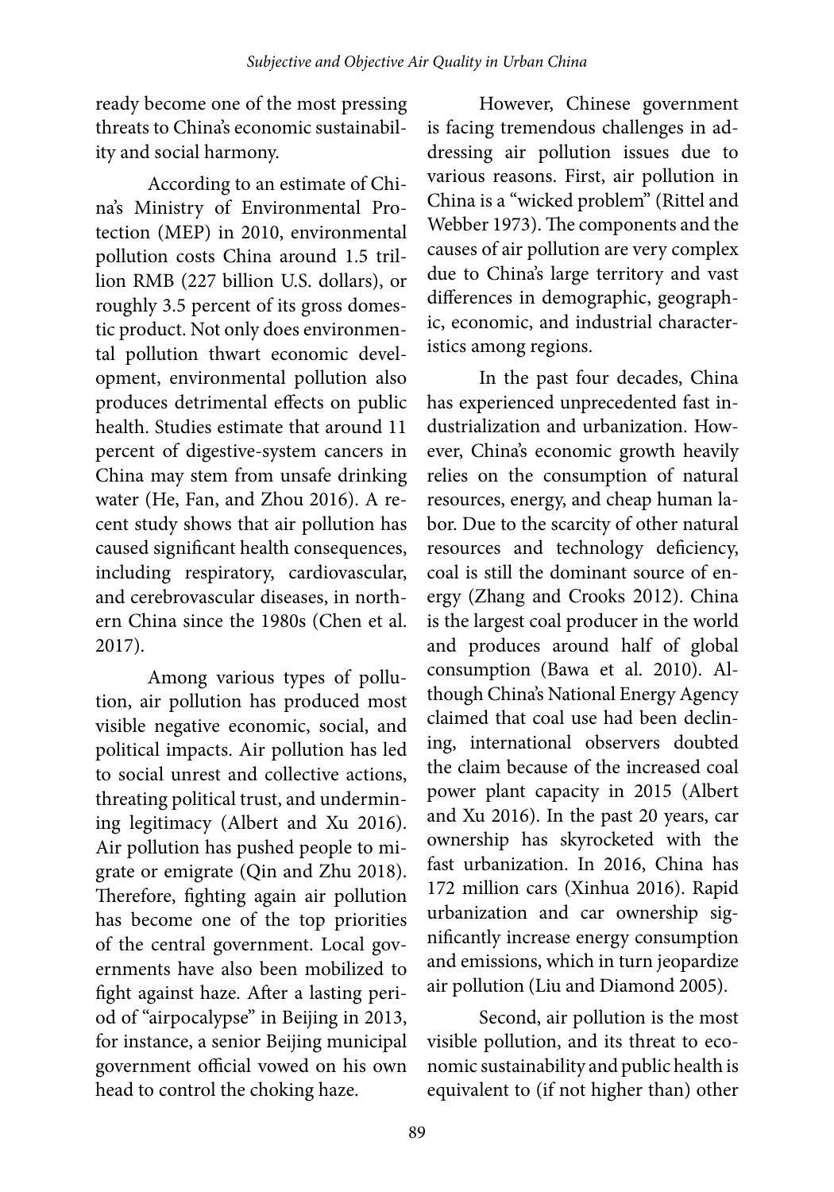ready become one of the most pressing threats to China's economic sustainability and social harmony.

According to an estimate of China's Ministry of Environmental Protection (MEP) in 2010, environmental pollution costs China around 1.5 trillion RMB (227 billion U.S. dollars), or roughly 3.5 percent of its gross domestic product. Not only does environmental pollution thwart economic development, environmental pollution also produces detrimental effects on public health. Studies estimate that around 11 percent of digestive-system cancers in China may stem from unsafe drinking water (He, Fan, and Zhou 2016). A recent study shows that air pollution has caused significant health consequences, including respiratory, cardiovascular, and cerebrovascular diseases, in northern China since the 1980s (Chen et al. 2017).

Among various types of pollution, air pollution has produced most visible negative economic, social, and political impacts. Air pollution has led to social unrest and collective actions, threating political trust, and undermining legitimacy (Albert and Xu 2016). Air pollution has pushed people to migrate or emigrate (Qin and Zhu 2018). Therefore, fighting again air pollution has become one of the top priorities of the central government. Local governments have also been mobilized to fight against haze. After a lasting period of "airpocalypse" in Beijing in 2013, for instance, a senior Beijing municipal government official vowed on his own head to control the choking haze.

However, Chinese government is facing tremendous challenges in addressing air pollution issues due to various reasons. First, air pollution in China is a "wicked problem" (Rittel and Webber 1973). The components and the causes of air pollution are very complex due to China's large territory and vast differences in demographic, geographic, economic, and industrial characteristics among regions.

In the past four decades, China has experienced unprecedented fast industrialization and urbanization. However, China's economic growth heavily relies on the consumption of natural resources, energy, and cheap human labor. Due to the scarcity of other natural resources and technology deficiency, coal is still the dominant source of energy (Zhang and Crooks 2012). China is the largest coal producer in the world and produces around half of global consumption (Bawa et al. 2010). Although China's National Energy Agency claimed that coal use had been declining, international observers doubted the claim because of the increased coal power plant capacity in 2015 (Albert and Xu 2016). In the past 20 years, car ownership has skyrocketed with the fast urbanization. In 2016, China has 172 million cars (Xinhua 2016). Rapid urbanization and car ownership significantly increase energy consumption and emissions, which in turn jeopardize air pollution (Liu and Diamond 2005).

Second, air pollution is the most visible pollution, and its threat to economic sustainability and public health is equivalent to (if not higher than) other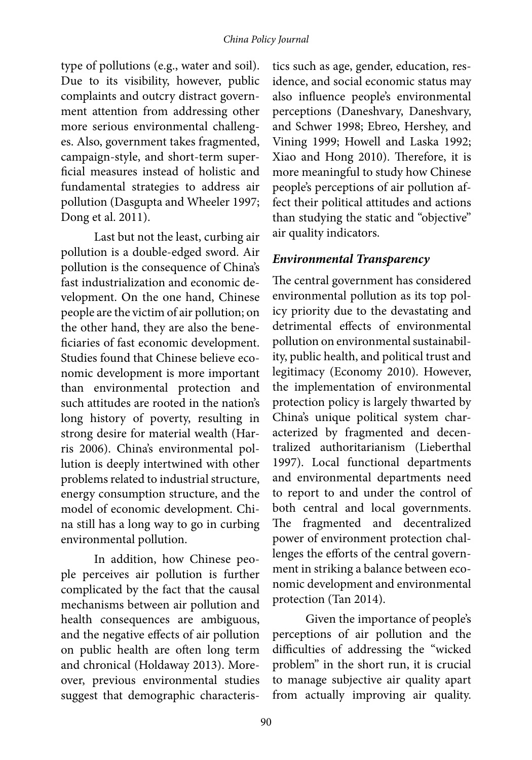type of pollutions (e.g., water and soil). Due to its visibility, however, public complaints and outcry distract government attention from addressing other more serious environmental challenges. Also, government takes fragmented, campaign-style, and short-term superficial measures instead of holistic and fundamental strategies to address air pollution (Dasgupta and Wheeler 1997; Dong et al. 2011).

Last but not the least, curbing air pollution is a double-edged sword. Air pollution is the consequence of China's fast industrialization and economic development. On the one hand, Chinese people are the victim of air pollution; on the other hand, they are also the beneficiaries of fast economic development. Studies found that Chinese believe economic development is more important than environmental protection and such attitudes are rooted in the nation's long history of poverty, resulting in strong desire for material wealth (Harris 2006). China's environmental pollution is deeply intertwined with other problems related to industrial structure, energy consumption structure, and the model of economic development. China still has a long way to go in curbing environmental pollution.

In addition, how Chinese people perceives air pollution is further complicated by the fact that the causal mechanisms between air pollution and health consequences are ambiguous, and the negative effects of air pollution on public health are often long term and chronical (Holdaway 2013). Moreover, previous environmental studies suggest that demographic characteristics such as age, gender, education, residence, and social economic status may also influence people's environmental perceptions (Daneshvary, Daneshvary, and Schwer 1998; Ebreo, Hershey, and Vining 1999; Howell and Laska 1992; Xiao and Hong 2010). Therefore, it is more meaningful to study how Chinese people's perceptions of air pollution affect their political attitudes and actions than studying the static and "objective" air quality indicators.

### *Environmental Transparency*

The central government has considered environmental pollution as its top policy priority due to the devastating and detrimental effects of environmental pollution on environmental sustainability, public health, and political trust and legitimacy (Economy 2010). However, the implementation of environmental protection policy is largely thwarted by China's unique political system characterized by fragmented and decentralized authoritarianism (Lieberthal 1997). Local functional departments and environmental departments need to report to and under the control of both central and local governments. The fragmented and decentralized power of environment protection challenges the efforts of the central government in striking a balance between economic development and environmental protection (Tan 2014).

Given the importance of people's perceptions of air pollution and the difficulties of addressing the "wicked problem" in the short run, it is crucial to manage subjective air quality apart from actually improving air quality.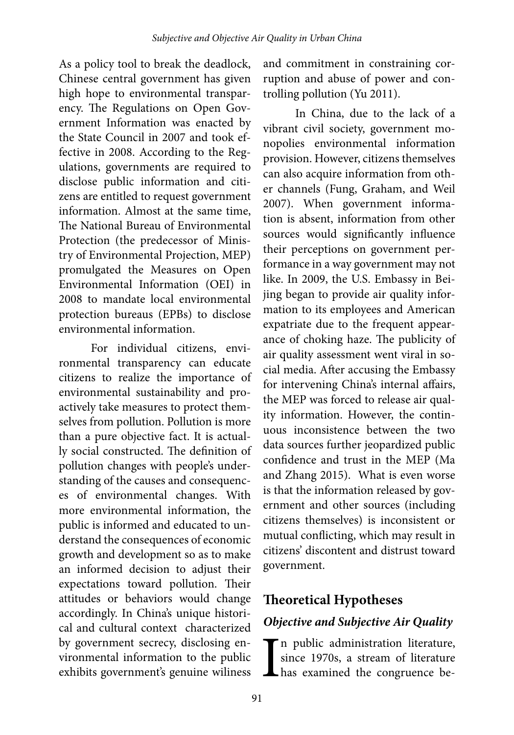As a policy tool to break the deadlock, Chinese central government has given high hope to environmental transparency. The Regulations on Open Government Information was enacted by the State Council in 2007 and took effective in 2008. According to the Regulations, governments are required to disclose public information and citizens are entitled to request government information. Almost at the same time, The National Bureau of Environmental Protection (the predecessor of Ministry of Environmental Projection, MEP) promulgated the Measures on Open Environmental Information (OEI) in 2008 to mandate local environmental protection bureaus (EPBs) to disclose environmental information.

For individual citizens, environmental transparency can educate citizens to realize the importance of environmental sustainability and proactively take measures to protect themselves from pollution. Pollution is more than a pure objective fact. It is actually social constructed. The definition of pollution changes with people's understanding of the causes and consequences of environmental changes. With more environmental information, the public is informed and educated to understand the consequences of economic growth and development so as to make an informed decision to adjust their expectations toward pollution. Their attitudes or behaviors would change accordingly. In China's unique historical and cultural context characterized by government secrecy, disclosing environmental information to the public exhibits government's genuine wiliness and commitment in constraining corruption and abuse of power and controlling pollution (Yu 2011).

In China, due to the lack of a vibrant civil society, government monopolies environmental information provision. However, citizens themselves can also acquire information from other channels (Fung, Graham, and Weil 2007). When government information is absent, information from other sources would significantly influence their perceptions on government performance in a way government may not like. In 2009, the U.S. Embassy in Beijing began to provide air quality information to its employees and American expatriate due to the frequent appearance of choking haze. The publicity of air quality assessment went viral in social media. After accusing the Embassy for intervening China's internal affairs, the MEP was forced to release air quality information. However, the continuous inconsistence between the two data sources further jeopardized public confidence and trust in the MEP (Ma and Zhang 2015). What is even worse is that the information released by government and other sources (including citizens themselves) is inconsistent or mutual conflicting, which may result in citizens' discontent and distrust toward government.

## Theoretical Hypotheses

### *Objective and Subjective Air Quality*

In public administration literature, since 1970s, a stream of literature has examined the congruence be-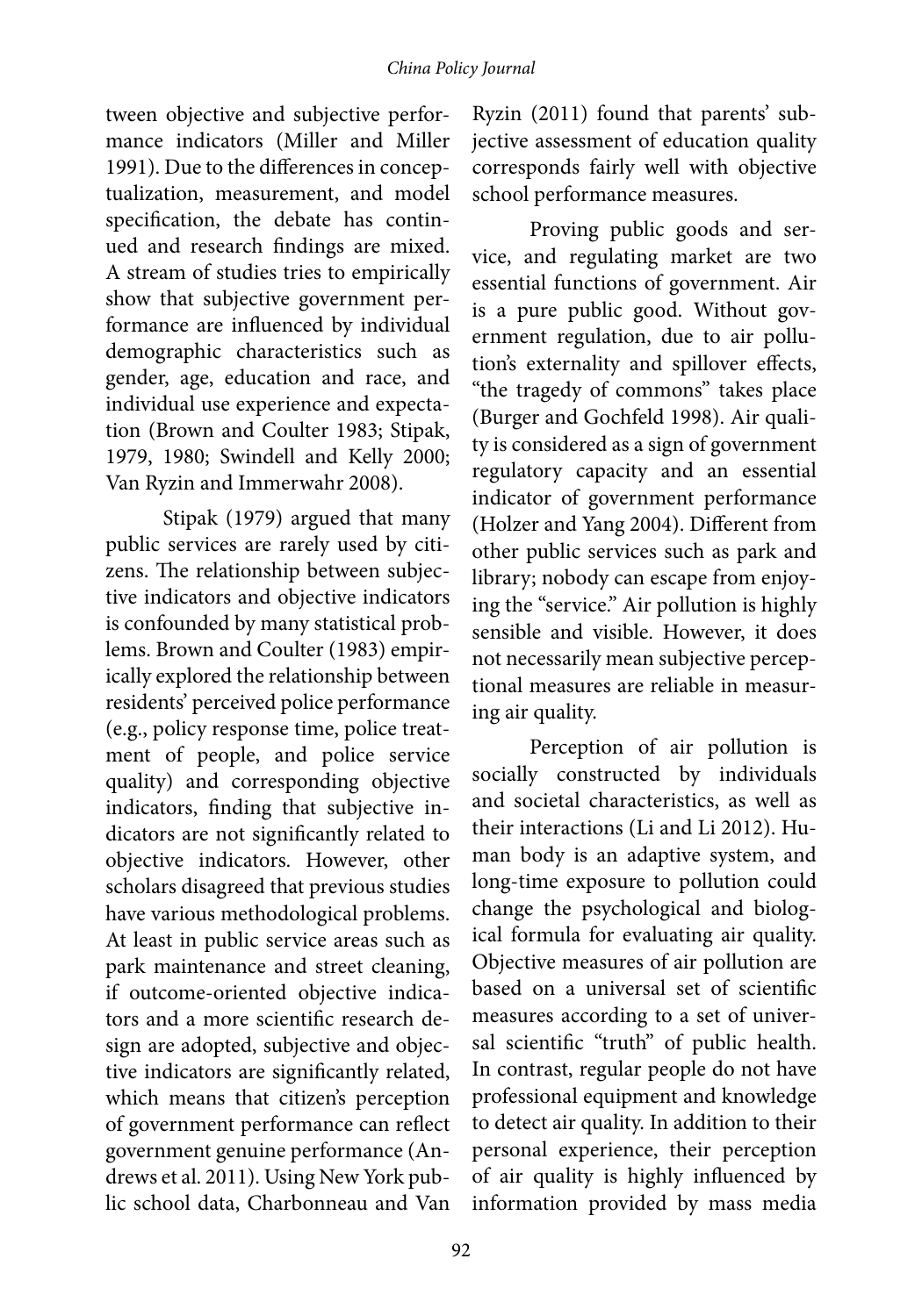tween objective and subjective performance indicators (Miller and Miller 1991). Due to the differences in conceptualization, measurement, and model specification, the debate has continued and research findings are mixed. A stream of studies tries to empirically show that subjective government performance are influenced by individual demographic characteristics such as gender, age, education and race, and individual use experience and expectation (Brown and Coulter 1983; Stipak, 1979, 1980; Swindell and Kelly 2000; Van Ryzin and Immerwahr 2008).

Stipak (1979) argued that many public services are rarely used by citizens. The relationship between subjective indicators and objective indicators is confounded by many statistical problems. Brown and Coulter (1983) empirically explored the relationship between residents' perceived police performance (e.g., policy response time, police treatment of people, and police service quality) and corresponding objective indicators, finding that subjective indicators are not significantly related to objective indicators. However, other scholars disagreed that previous studies have various methodological problems. At least in public service areas such as park maintenance and street cleaning, if outcome-oriented objective indicators and a more scientific research design are adopted, subjective and objective indicators are significantly related, which means that citizen's perception of government performance can reflect government genuine performance (Andrews et al. 2011). Using New York public school data, Charbonneau and Van Ryzin (2011) found that parents' subjective assessment of education quality corresponds fairly well with objective school performance measures.

Proving public goods and service, and regulating market are two essential functions of government. Air is a pure public good. Without government regulation, due to air pollution's externality and spillover effects, "the tragedy of commons" takes place (Burger and Gochfeld 1998). Air quality is considered as a sign of government regulatory capacity and an essential indicator of government performance (Holzer and Yang 2004). Different from other public services such as park and library; nobody can escape from enjoying the "service." Air pollution is highly sensible and visible. However, it does not necessarily mean subjective perceptional measures are reliable in measuring air quality.

Perception of air pollution is socially constructed by individuals and societal characteristics, as well as their interactions (Li and Li 2012). Human body is an adaptive system, and long-time exposure to pollution could change the psychological and biological formula for evaluating air quality. Objective measures of air pollution are based on a universal set of scientific measures according to a set of universal scientific "truth" of public health. In contrast, regular people do not have professional equipment and knowledge to detect air quality. In addition to their personal experience, their perception of air quality is highly influenced by information provided by mass media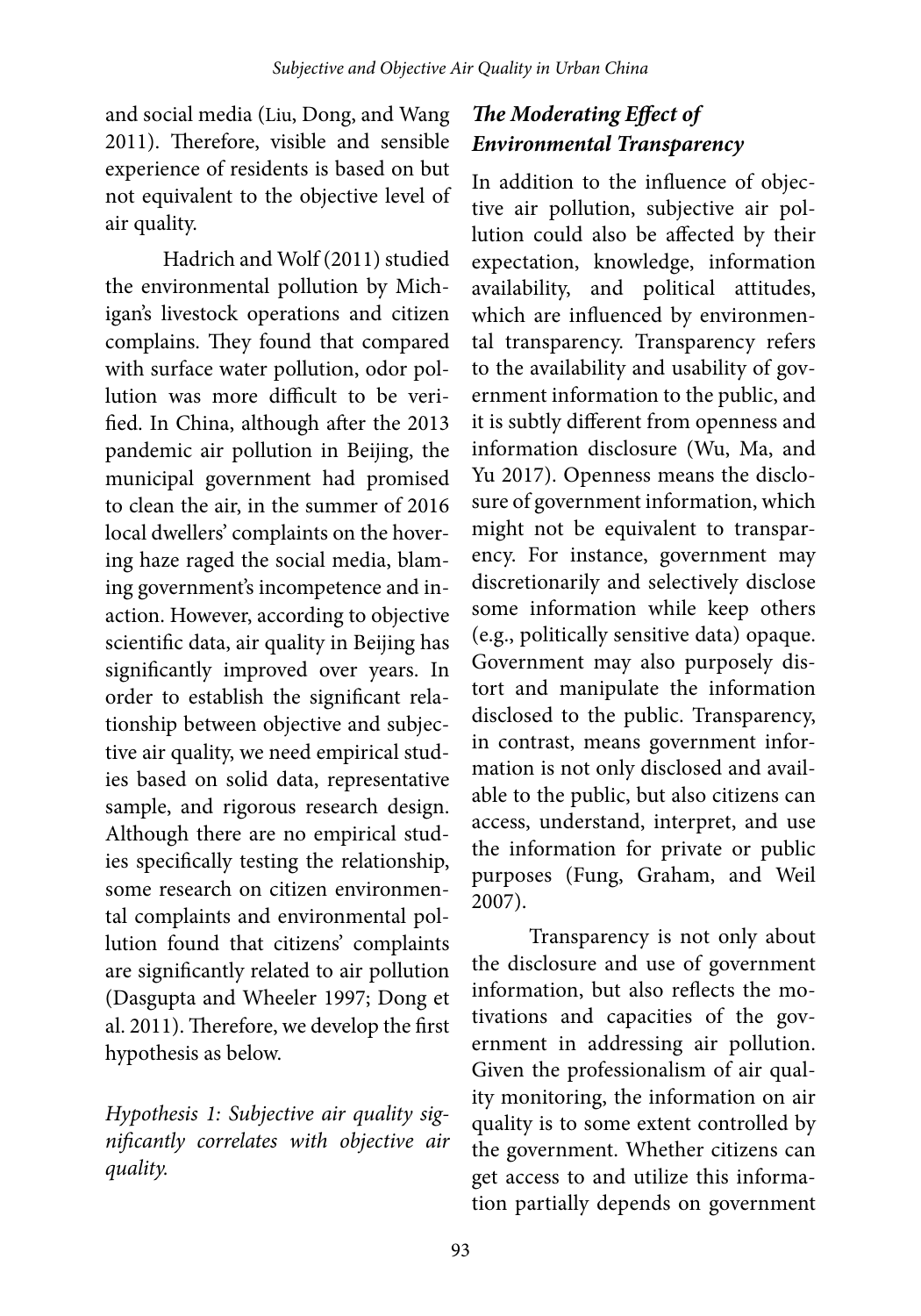and social media (Liu, Dong, and Wang 2011). Therefore, visible and sensible experience of residents is based on but not equivalent to the objective level of air quality.

Hadrich and Wolf (2011) studied the environmental pollution by Michigan's livestock operations and citizen complains. They found that compared with surface water pollution, odor pollution was more difficult to be verified. In China, although after the 2013 pandemic air pollution in Beijing, the municipal government had promised to clean the air, in the summer of 2016 local dwellers' complaints on the hovering haze raged the social media, blaming government's incompetence and inaction. However, according to objective scientific data, air quality in Beijing has significantly improved over years. In order to establish the significant relationship between objective and subjective air quality, we need empirical studies based on solid data, representative sample, and rigorous research design. Although there are no empirical studies specifically testing the relationship, some research on citizen environmental complaints and environmental pollution found that citizens' complaints are significantly related to air pollution (Dasgupta and Wheeler 1997; Dong et al. 2011). Therefore, we develop the first hypothesis as below.

*Hypothesis 1: Subjective air quality significantly correlates with objective air quality.*

### *The Moderating Effect of Environmental Transparency*

In addition to the influence of objective air pollution, subjective air pollution could also be affected by their expectation, knowledge, information availability, and political attitudes, which are influenced by environmental transparency. Transparency refers to the availability and usability of government information to the public, and it is subtly different from openness and information disclosure (Wu, Ma, and Yu 2017). Openness means the disclosure of government information, which might not be equivalent to transparency. For instance, government may discretionarily and selectively disclose some information while keep others (e.g., politically sensitive data) opaque. Government may also purposely distort and manipulate the information disclosed to the public. Transparency, in contrast, means government information is not only disclosed and available to the public, but also citizens can access, understand, interpret, and use the information for private or public purposes (Fung, Graham, and Weil 2007).

Transparency is not only about the disclosure and use of government information, but also reflects the motivations and capacities of the government in addressing air pollution. Given the professionalism of air quality monitoring, the information on air quality is to some extent controlled by the government. Whether citizens can get access to and utilize this information partially depends on government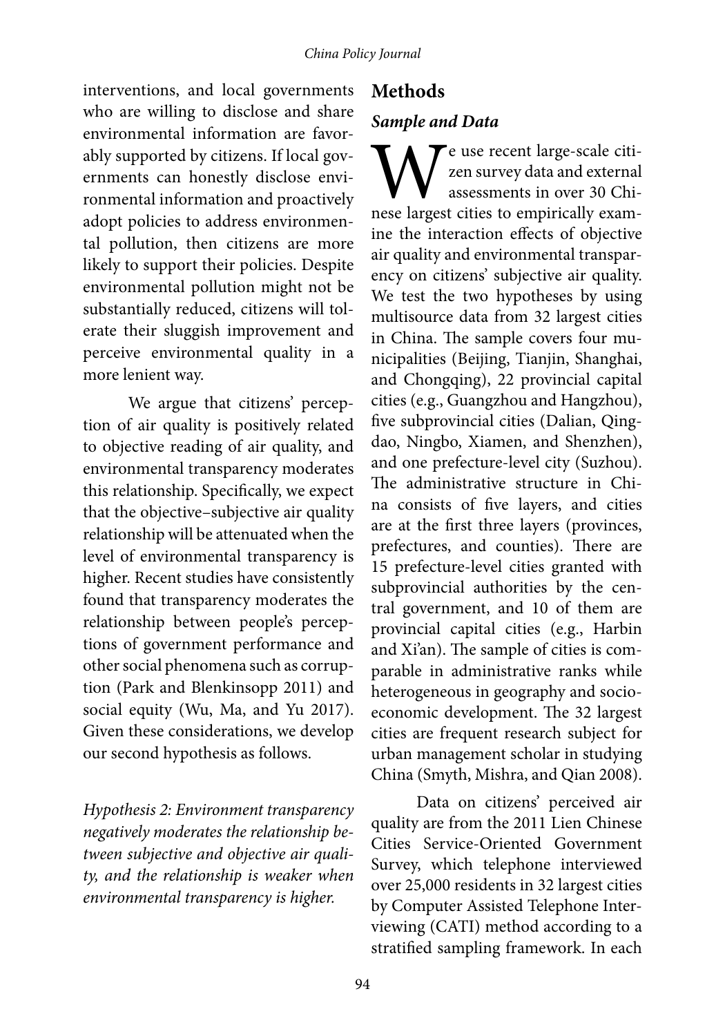interventions, and local governments who are willing to disclose and share environmental information are favorably supported by citizens. If local governments can honestly disclose environmental information and proactively adopt policies to address environmental pollution, then citizens are more likely to support their policies. Despite environmental pollution might not be substantially reduced, citizens will tolerate their sluggish improvement and perceive environmental quality in a more lenient way.

We argue that citizens' perception of air quality is positively related to objective reading of air quality, and environmental transparency moderates this relationship. Specifically, we expect that the objective–subjective air quality relationship will be attenuated when the level of environmental transparency is higher. Recent studies have consistently found that transparency moderates the relationship between people's perceptions of government performance and other social phenomena such as corruption (Park and Blenkinsopp 2011) and social equity (Wu, Ma, and Yu 2017). Given these considerations, we develop our second hypothesis as follows.

*Hypothesis 2: Environment transparency negatively moderates the relationship between subjective and objective air quality, and the relationship is weaker when environmental transparency is higher.*

## Methods

### *Sample and Data*

We use recent large-scale citizen survey data and external assessments in over 30 Chinese largest cities to empirically examine the interaction effects of objective air quality and environmental transparency on citizens' subjective air quality. We test the two hypotheses by using multisource data from 32 largest cities in China. The sample covers four municipalities (Beijing, Tianjin, Shanghai, and Chongqing), 22 provincial capital cities (e.g., Guangzhou and Hangzhou), five subprovincial cities (Dalian, Qingdao, Ningbo, Xiamen, and Shenzhen), and one prefecture-level city (Suzhou). The administrative structure in China consists of five layers, and cities are at the first three layers (provinces, prefectures, and counties). There are 15 prefecture-level cities granted with subprovincial authorities by the central government, and 10 of them are provincial capital cities (e.g., Harbin and Xi'an). The sample of cities is comparable in administrative ranks while heterogeneous in geography and socioeconomic development. The 32 largest cities are frequent research subject for urban management scholar in studying China (Smyth, Mishra, and Qian 2008).

Data on citizens' perceived air quality are from the 2011 Lien Chinese Cities Service-Oriented Government Survey, which telephone interviewed over 25,000 residents in 32 largest cities by Computer Assisted Telephone Interviewing (CATI) method according to a stratified sampling framework. In each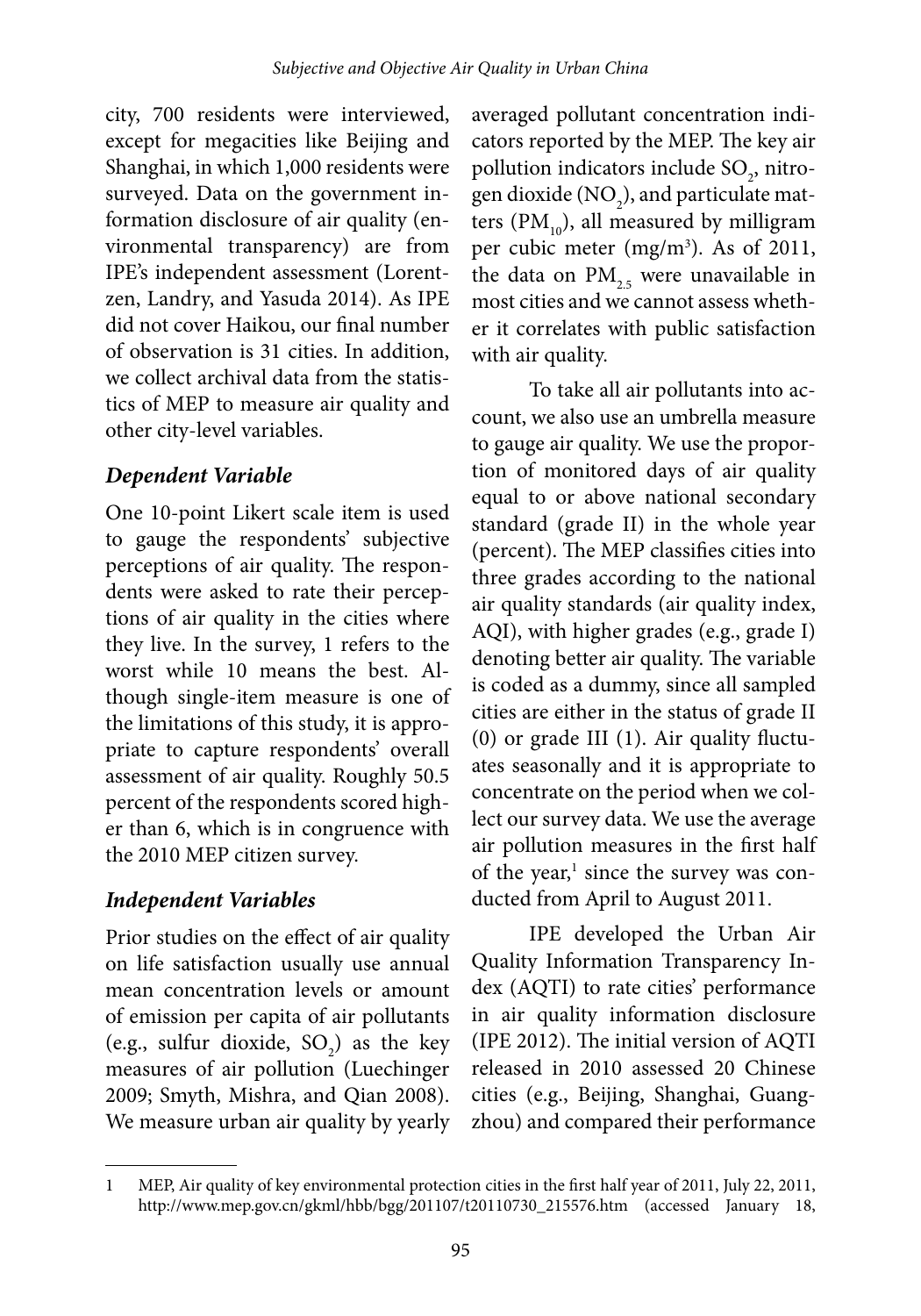city, 700 residents were interviewed, except for megacities like Beijing and Shanghai, in which 1,000 residents were surveyed. Data on the government information disclosure of air quality (environmental transparency) are from IPE's independent assessment (Lorentzen, Landry, and Yasuda 2014). As IPE did not cover Haikou, our final number of observation is 31 cities. In addition, we collect archival data from the statistics of MEP to measure air quality and other city-level variables.

### *Dependent Variable*

One 10-point Likert scale item is used to gauge the respondents' subjective perceptions of air quality. The respondents were asked to rate their perceptions of air quality in the cities where they live. In the survey, 1 refers to the worst while 10 means the best. Although single-item measure is one of the limitations of this study, it is appropriate to capture respondents' overall assessment of air quality. Roughly 50.5 percent of the respondents scored higher than 6, which is in congruence with the 2010 MEP citizen survey.

### *Independent Variables*

Prior studies on the effect of air quality on life satisfaction usually use annual mean concentration levels or amount of emission per capita of air pollutants (e.g., sulfur dioxide, $SO_2$) as the key measures of air pollution (Luechinger 2009; Smyth, Mishra, and Qian 2008). We measure urban air quality by yearly averaged pollutant concentration indicators reported by the MEP. The key air pollution indicators include $SO_2$, nitrogen dioxide ($NO_2$), and particulate matters ($PM_{10}$), all measured by milligram per cubic meter (mg/m$^3$). As of 2011, the data on $PM_{2.5}$ were unavailable in most cities and we cannot assess whether it correlates with public satisfaction with air quality.

To take all air pollutants into account, we also use an umbrella measure to gauge air quality. We use the proportion of monitored days of air quality equal to or above national secondary standard (grade II) in the whole year (percent). The MEP classifies cities into three grades according to the national air quality standards (air quality index, AQI), with higher grades (e.g., grade I) denoting better air quality. The variable is coded as a dummy, since all sampled cities are either in the status of grade II (0) or grade III (1). Air quality fluctuates seasonally and it is appropriate to concentrate on the period when we collect our survey data. We use the average air pollution measures in the first half of the year,[1] since the survey was conducted from April to August 2011.

IPE developed the Urban Air Quality Information Transparency Index (AQTI) to rate cities' performance in air quality information disclosure (IPE 2012). The initial version of AQTI released in 2010 assessed 20 Chinese cities (e.g., Beijing, Shanghai, Guangzhou) and compared their performance

---

1 MEP, Air quality of key environmental protection cities in the first half year of 2011, July 22, 2011, http://www.mep.gov.cn/gkml/hbb/bgg/201107/t20110730_215576.htm (accessed January 18,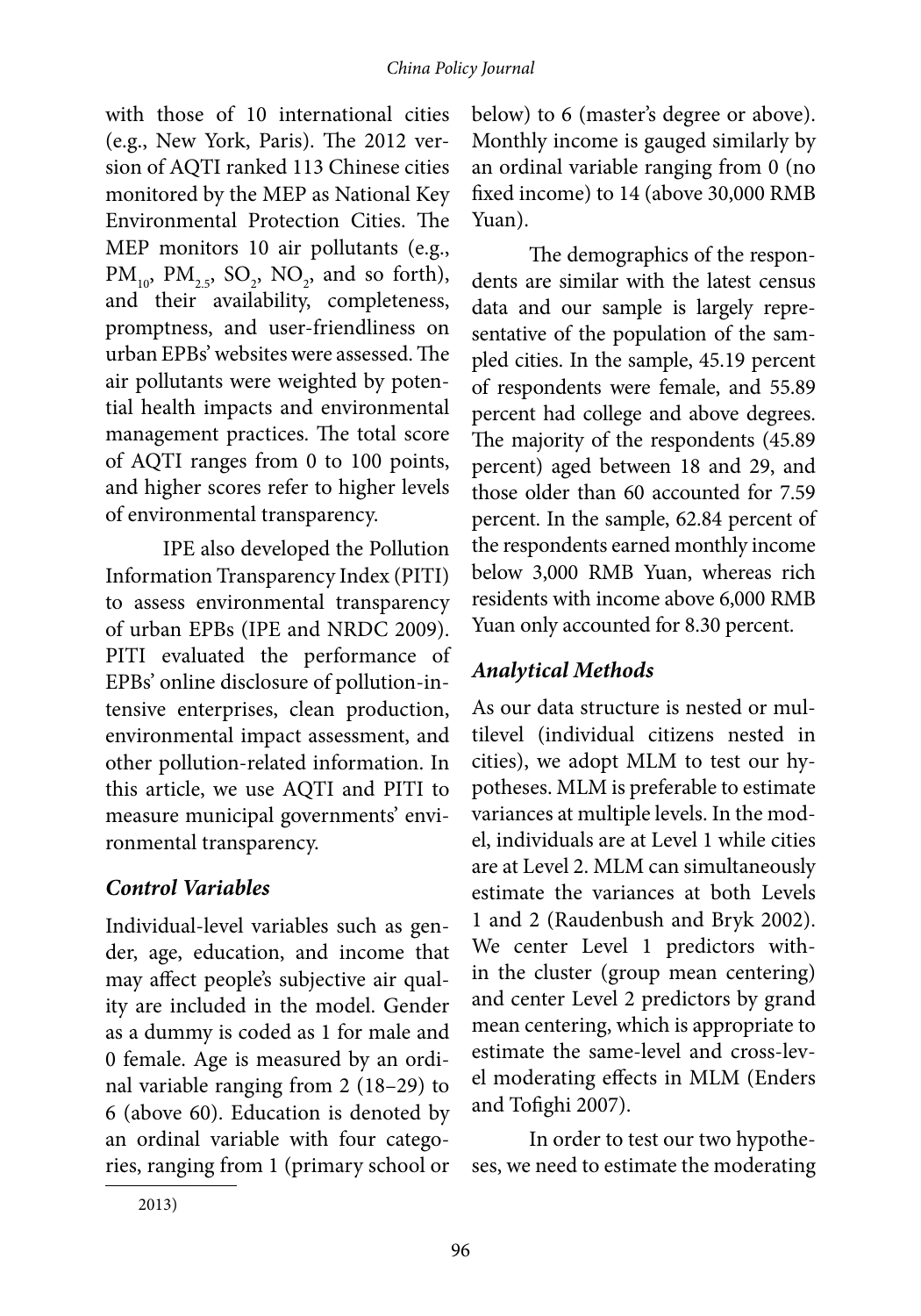with those of 10 international cities (e.g., New York, Paris). The 2012 version of AQTI ranked 113 Chinese cities monitored by the MEP as National Key Environmental Protection Cities. The MEP monitors 10 air pollutants (e.g., $PM_{10}$, $PM_{2.5}$, $SO_2$, $NO_2$, and so forth), and their availability, completeness, promptness, and user-friendliness on urban EPBs' websites were assessed. The air pollutants were weighted by potential health impacts and environmental management practices. The total score of AQTI ranges from 0 to 100 points, and higher scores refer to higher levels of environmental transparency.

IPE also developed the Pollution Information Transparency Index (PITI) to assess environmental transparency of urban EPBs (IPE and NRDC 2009). PITI evaluated the performance of EPBs' online disclosure of pollution-intensive enterprises, clean production, environmental impact assessment, and other pollution-related information. In this article, we use AQTI and PITI to measure municipal governments' environmental transparency.

### *Control Variables*

Individual-level variables such as gender, age, education, and income that may affect people's subjective air quality are included in the model. Gender as a dummy is coded as 1 for male and 0 female. Age is measured by an ordinal variable ranging from 2 (18–29) to 6 (above 60). Education is denoted by an ordinal variable with four categories, ranging from 1 (primary school or below) to 6 (master's degree or above). Monthly income is gauged similarly by an ordinal variable ranging from 0 (no fixed income) to 14 (above 30,000 RMB Yuan).

The demographics of the respondents are similar with the latest census data and our sample is largely representative of the population of the sampled cities. In the sample, 45.19 percent of respondents were female, and 55.89 percent had college and above degrees. The majority of the respondents (45.89 percent) aged between 18 and 29, and those older than 60 accounted for 7.59 percent. In the sample, 62.84 percent of the respondents earned monthly income below 3,000 RMB Yuan, whereas rich residents with income above 6,000 RMB Yuan only accounted for 8.30 percent.

### *Analytical Methods*

As our data structure is nested or multilevel (individual citizens nested in cities), we adopt MLM to test our hypotheses. MLM is preferable to estimate variances at multiple levels. In the model, individuals are at Level 1 while cities are at Level 2. MLM can simultaneously estimate the variances at both Levels 1 and 2 (Raudenbush and Bryk 2002). We center Level 1 predictors within the cluster (group mean centering) and center Level 2 predictors by grand mean centering, which is appropriate to estimate the same-level and cross-level moderating effects in MLM (Enders and Tofighi 2007).

In order to test our two hypotheses, we need to estimate the moderating

2013)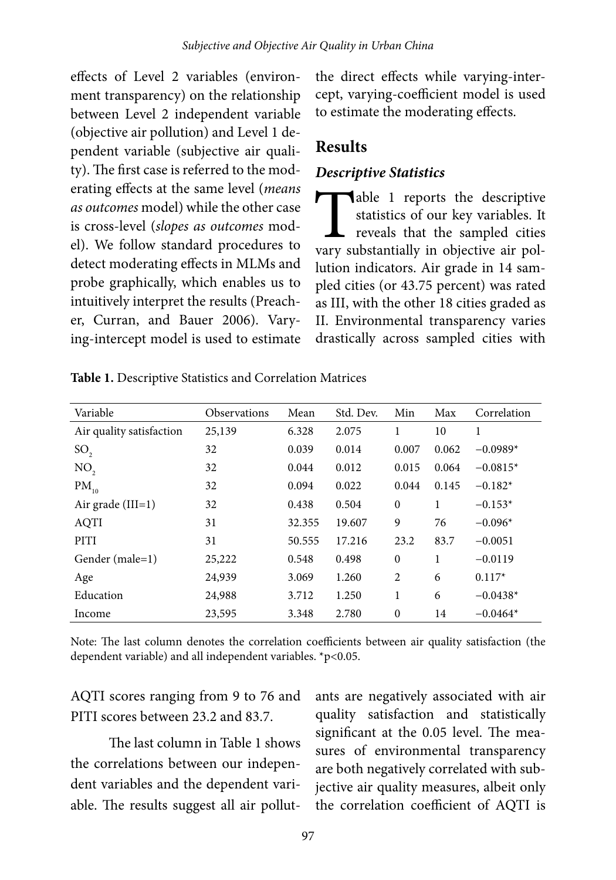effects of Level 2 variables (environment transparency) on the relationship between Level 2 independent variable (objective air pollution) and Level 1 dependent variable (subjective air quality). The first case is referred to the moderating effects at the same level (*means as outcomes* model) while the other case is cross-level (*slopes as outcomes* model). We follow standard procedures to detect moderating effects in MLMs and probe graphically, which enables us to intuitively interpret the results (Preacher, Curran, and Bauer 2006). Varying-intercept model is used to estimate the direct effects while varying-intercept, varying-coefficient model is used to estimate the moderating effects.

## Results

### *Descriptive Statistics*

Table 1 reports the descriptive statistics of our key variables. It reveals that the sampled cities vary substantially in objective air pollution indicators. Air grade in 14 sampled cities (or 43.75 percent) was rated as III, with the other 18 cities graded as II. Environmental transparency varies drastically across sampled cities with AQTI scores ranging from 9 to 76 and PITI scores between 23.2 and 83.7.

**Table 1.** Descriptive Statistics and Correlation Matrices

| Variable | Observations | Mean | Std. Dev. | Min | Max | Correlation |
|---|---|---|---|---|---|---|
| Air quality satisfaction | 25,139 | 6.328 | 2.075 | 1 | 10 | 1 |
| $SO_2$ | 32 | 0.039 | 0.014 | 0.007 | 0.062 | −0.0989* |
| $NO_2$ | 32 | 0.044 | 0.012 | 0.015 | 0.064 | −0.0815* |
| $PM_{10}$ | 32 | 0.094 | 0.022 | 0.044 | 0.145 | −0.182* |
| Air grade (III=1) | 32 | 0.438 | 0.504 | 0 | 1 | −0.153* |
| AQTI | 31 | 32.355 | 19.607 | 9 | 76 | −0.096* |
| PITI | 31 | 50.555 | 17.216 | 23.2 | 83.7 | −0.0051 |
| Gender (male=1) | 25,222 | 0.548 | 0.498 | 0 | 1 | −0.0119 |
| Age | 24,939 | 3.069 | 1.260 | 2 | 6 | 0.117* |
| Education | 24,988 | 3.712 | 1.250 | 1 | 6 | −0.0438* |
| Income | 23,595 | 3.348 | 2.780 | 0 | 14 | −0.0464* |

Note: The last column denotes the correlation coefficients between air quality satisfaction (the dependent variable) and all independent variables. *$p<0.05$.

The last column in Table 1 shows the correlations between our independent variables and the dependent variable. The results suggest all air pollutants are negatively associated with air quality satisfaction and statistically significant at the 0.05 level. The measures of environmental transparency are both negatively correlated with subjective air quality measures, albeit only the correlation coefficient of AQTI is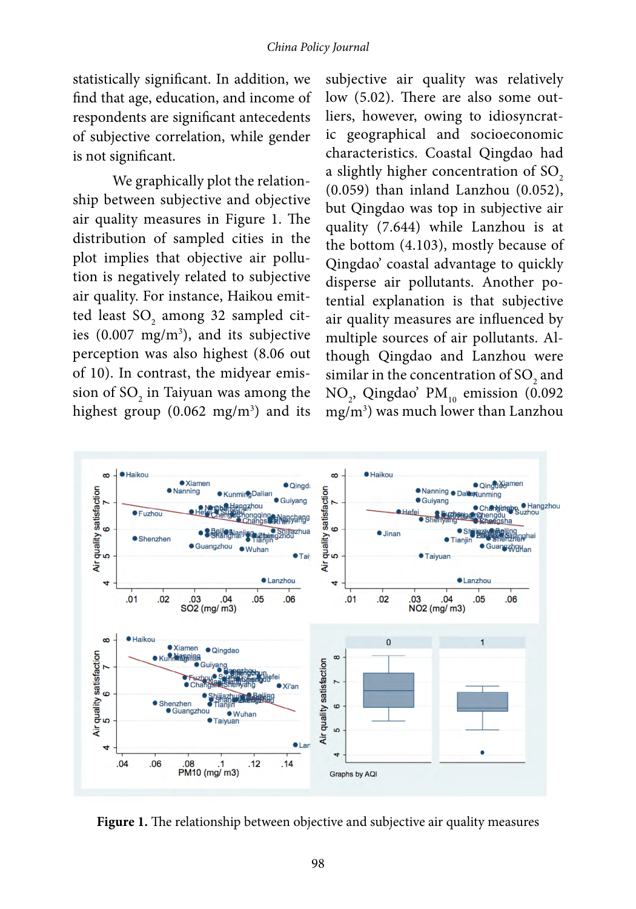statistically significant. In addition, we find that age, education, and income of respondents are significant antecedents of subjective correlation, while gender is not significant.

We graphically plot the relationship between subjective and objective air quality measures in Figure 1. The distribution of sampled cities in the plot implies that objective air pollution is negatively related to subjective air quality. For instance, Haikou emitted least $SO_2$ among 32 sampled cities (0.007 mg/m$^3$), and its subjective perception was also highest (8.06 out of 10). In contrast, the midyear emission of $SO_2$ in Taiyuan was among the highest group (0.062 mg/m$^3$) and its subjective air quality was relatively low (5.02). There are also some outliers, however, owing to idiosyncratic geographical and socioeconomic characteristics. Coastal Qingdao had a slightly higher concentration of $SO_2$ (0.059) than inland Lanzhou (0.052), but Qingdao was top in subjective air quality (7.644) while Lanzhou is at the bottom (4.103), mostly because of Qingdao' coastal advantage to quickly disperse air pollutants. Another potential explanation is that subjective air quality measures are influenced by multiple sources of air pollutants. Although Qingdao and Lanzhou were similar in the concentration of $SO_2$ and $NO_2$, Qingdao' $PM_{10}$ emission (0.092 mg/m$^3$) was much lower than Lanzhou

**Figure 1.** The relationship between objective and subjective air quality measures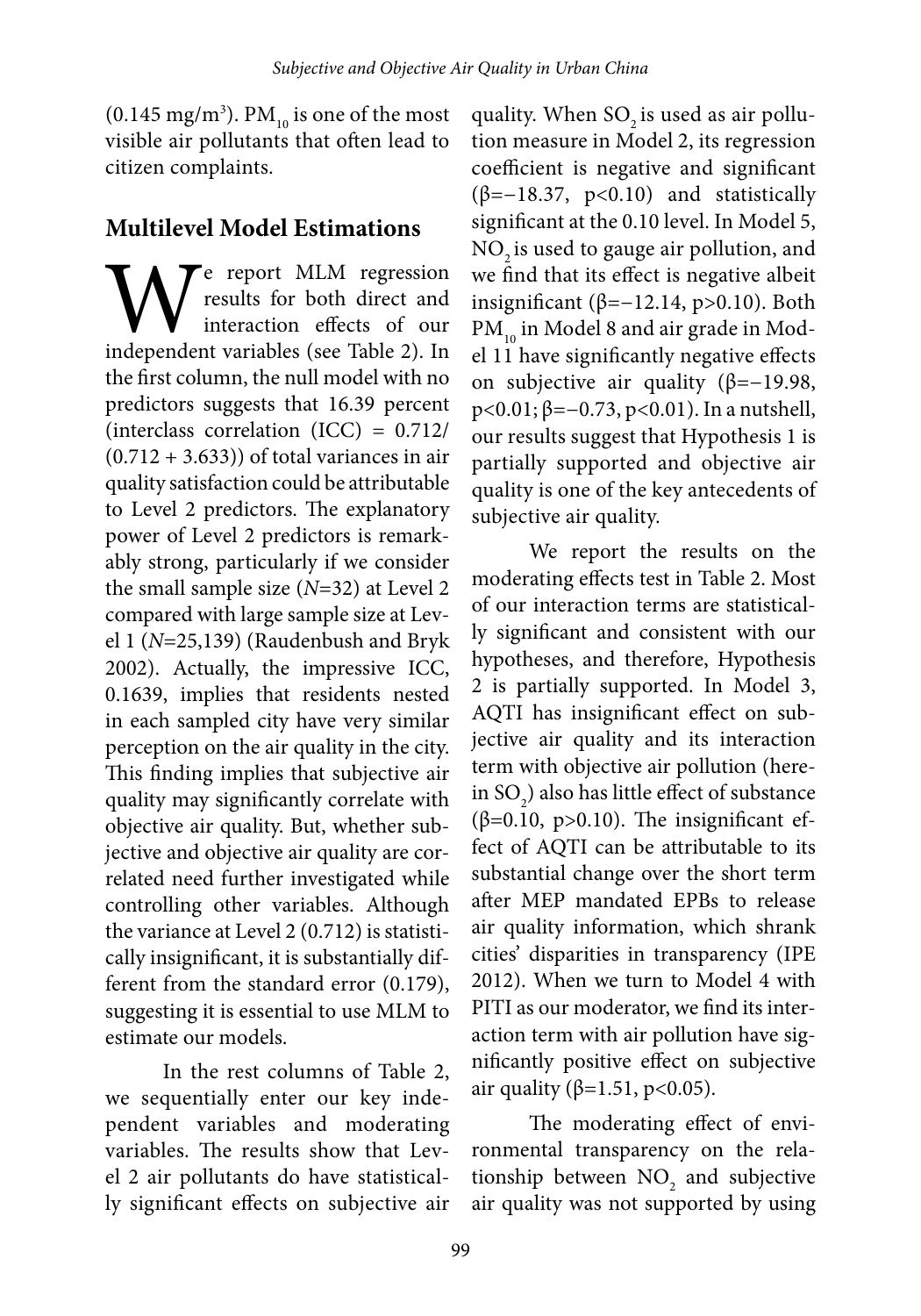(0.145 mg/m$^3$). $PM_{10}$ is one of the most visible air pollutants that often lead to citizen complaints.

## Multilevel Model Estimations

We report MLM regression results for both direct and interaction effects of our independent variables (see Table 2). In the first column, the null model with no predictors suggests that 16.39 percent (interclass correlation (ICC) = 0.712/ (0.712 + 3.633)) of total variances in air quality satisfaction could be attributable to Level 2 predictors. The explanatory power of Level 2 predictors is remarkably strong, particularly if we consider the small sample size (*N*=32) at Level 2 compared with large sample size at Level 1 (*N*=25,139) (Raudenbush and Bryk 2002). Actually, the impressive ICC, 0.1639, implies that residents nested in each sampled city have very similar perception on the air quality in the city. This finding implies that subjective air quality may significantly correlate with objective air quality. But, whether subjective and objective air quality are correlated need further investigated while controlling other variables. Although the variance at Level 2 (0.712) is statistically insignificant, it is substantially different from the standard error (0.179), suggesting it is essential to use MLM to estimate our models.

In the rest columns of Table 2, we sequentially enter our key independent variables and moderating variables. The results show that Level 2 air pollutants do have statistically significant effects on subjective air quality. When $SO_2$ is used as air pollution measure in Model 2, its regression coefficient is negative and significant ($\beta=-18.37$, $p<0.10$) and statistically significant at the 0.10 level. In Model 5, $NO_2$ is used to gauge air pollution, and we find that its effect is negative albeit insignificant ($\beta=-12.14$, $p>0.10$). Both $PM_{10}$ in Model 8 and air grade in Model 11 have significantly negative effects on subjective air quality ($\beta=-19.98$, $p<0.01$; $\beta=-0.73$, $p<0.01$). In a nutshell, our results suggest that Hypothesis 1 is partially supported and objective air quality is one of the key antecedents of subjective air quality.

We report the results on the moderating effects test in Table 2. Most of our interaction terms are statistically significant and consistent with our hypotheses, and therefore, Hypothesis 2 is partially supported. In Model 3, AQTI has insignificant effect on subjective air quality and its interaction term with objective air pollution (herein $SO_2$) also has little effect of substance ($\beta=0.10$, $p>0.10$). The insignificant effect of AQTI can be attributable to its substantial change over the short term after MEP mandated EPBs to release air quality information, which shrank cities' disparities in transparency (IPE 2012). When we turn to Model 4 with PITI as our moderator, we find its interaction term with air pollution have significantly positive effect on subjective air quality ($\beta=1.51$, $p<0.05$).

The moderating effect of environmental transparency on the relationship between $NO_2$ and subjective air quality was not supported by using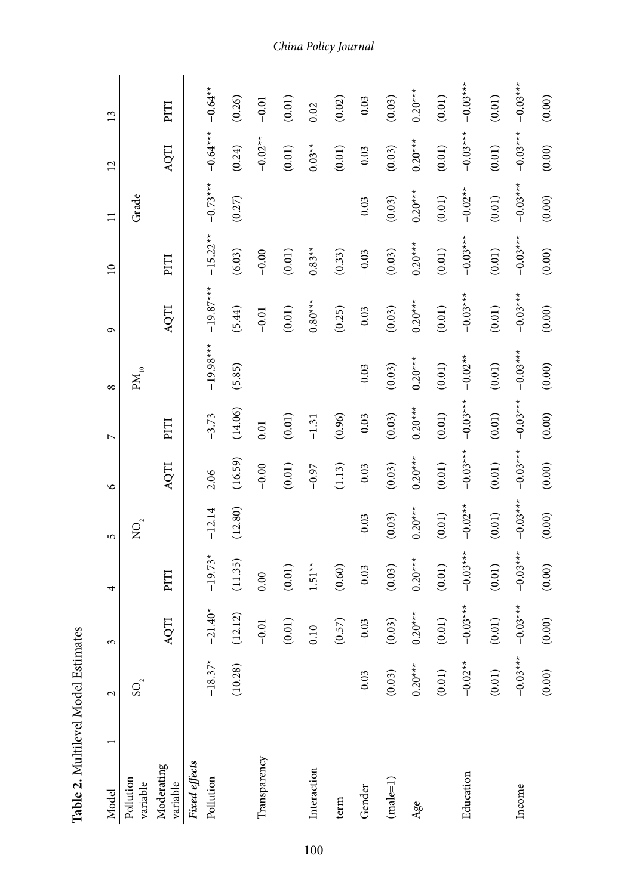**Table 2.** Multilevel Model Estimates

| Model | 2 | 3 | 4 | 5 | 6 | 7 | 8 | 9 | 10 | 11 | 12 | 13 |
|---|---|---|---|---|---|---|---|---|---|---|---|---|
| Pollution variable | $SO_2$ | | | $NO_2$ | | | $PM_{10}$ | | | Grade | | |
| Moderating variable | | AQTI | PITI | | AQTI | PITI | | AQTI | PITI | | AQTI | PITI |
| ***Fixed effects*** | | | | | | | | | | | | |
| Pollution | −18.37* | −21.40* | −19.73* | −12.14 | 2.06 | −3.73 | −19.98*** | −19.87*** | −15.22** | −0.73*** | −0.64*** | −0.64** |
| | (10.28) | (12.12) | (11.35) | (12.80) | (16.59) | (14.06) | (5.85) | (5.44) | (6.03) | (0.27) | (0.24) | (0.26) |
| Transparency | | −0.01 | 0.00 | | −0.00 | 0.01 | | −0.01 | −0.00 | | −0.02** | −0.01 |
| | | (0.01) | (0.01) | | (0.01) | (0.01) | | (0.01) | (0.01) | | (0.01) | (0.01) |
| Interaction | | 0.10 | 1.51** | | −0.97 | −1.31 | | 0.80*** | 0.83** | | 0.03** | 0.02 |
| term | | (0.57) | (0.60) | | (1.13) | (0.96) | | (0.25) | (0.33) | | (0.01) | (0.02) |
| Gender | −0.03 | −0.03 | −0.03 | −0.03 | −0.03 | −0.03 | −0.03 | −0.03 | −0.03 | −0.03 | −0.03 | −0.03 |
| (male=1) | (0.03) | (0.03) | (0.03) | (0.03) | (0.03) | (0.03) | (0.03) | (0.03) | (0.03) | (0.03) | (0.03) | (0.03) |
| Age | 0.20*** | 0.20*** | 0.20*** | 0.20*** | 0.20*** | 0.20*** | 0.20*** | 0.20*** | 0.20*** | 0.20*** | 0.20*** | 0.20*** |
| | (0.01) | (0.01) | (0.01) | (0.01) | (0.01) | (0.01) | (0.01) | (0.01) | (0.01) | (0.01) | (0.01) | (0.01) |
| Education | −0.02** | −0.03*** | −0.03*** | −0.02** | −0.03*** | −0.03*** | −0.02** | −0.03*** | −0.03*** | −0.02** | −0.03*** | −0.03*** |
| | (0.01) | (0.01) | (0.01) | (0.01) | (0.01) | (0.01) | (0.01) | (0.01) | (0.01) | (0.01) | (0.01) | (0.01) |
| Income | −0.03*** | −0.03*** | −0.03*** | −0.03*** | −0.03*** | −0.03*** | −0.03*** | −0.03*** | −0.03*** | −0.03*** | −0.03*** | −0.03*** |
| | (0.00) | (0.00) | (0.00) | (0.00) | (0.00) | (0.00) | (0.00) | (0.00) | (0.00) | (0.00) | (0.00) | (0.00) |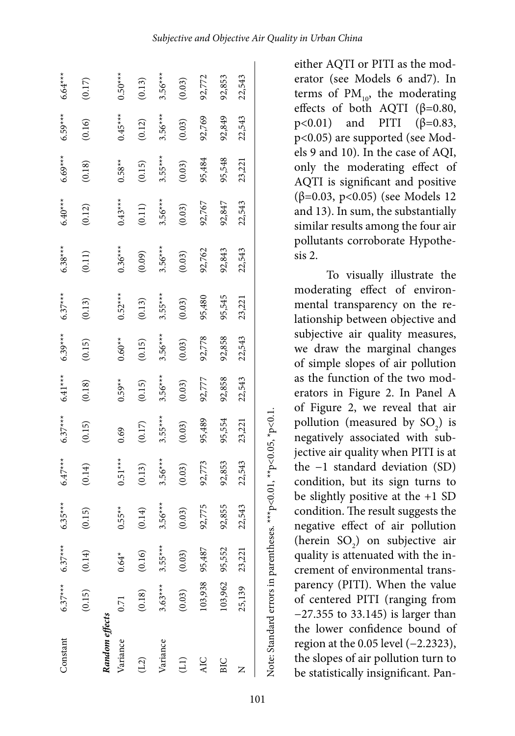| | | | | | | | | | | | | | |
|---|---|---|---|---|---|---|---|---|---|---|---|---|---|
| Constant | 6.37*** | 6.37*** | 6.35*** | 6.47*** | 6.37*** | 6.41*** | 6.39*** | 6.37*** | 6.38*** | 6.40*** | 6.69*** | 6.59*** | 6.64*** |
| | (0.15) | (0.14) | (0.15) | (0.14) | (0.15) | (0.18) | (0.15) | (0.13) | (0.11) | (0.12) | (0.18) | (0.16) | (0.17) |
| ***Random effects*** | | | | | | | | | | | | | |
| Variance | 0.71 | 0.64* | 0.55** | 0.51*** | 0.69 | 0.59** | 0.60** | 0.52*** | 0.36*** | 0.43*** | 0.58** | 0.45*** | 0.50*** |
| (L2) | (0.18) | (0.16) | (0.14) | (0.13) | (0.17) | (0.15) | (0.15) | (0.13) | (0.09) | (0.11) | (0.15) | (0.12) | (0.13) |
| Variance | 3.63*** | 3.55*** | 3.56*** | 3.56*** | 3.55*** | 3.56*** | 3.56*** | 3.55*** | 3.56*** | 3.56*** | 3.55*** | 3.56*** | 3.56*** |
| (L1) | (0.03) | (0.03) | (0.03) | (0.03) | (0.03) | (0.03) | (0.03) | (0.03) | (0.03) | (0.03) | (0.03) | (0.03) | (0.03) |
| AIC | 103,938 | 95,487 | 92,775 | 92,773 | 95,489 | 92,777 | 92,778 | 95,480 | 92,762 | 92,767 | 95,484 | 92,769 | 92,772 |
| BIC | 103,962 | 95,552 | 92,855 | 92,853 | 95,554 | 92,858 | 92,858 | 95,545 | 92,843 | 92,847 | 95,548 | 92,849 | 92,853 |
| N | 25,139 | 23,221 | 22,543 | 22,543 | 23,221 | 22,543 | 22,543 | 23,221 | 22,543 | 22,543 | 23,221 | 22,543 | 22,543 |

Note: Standard errors in parentheses. ***p<0.01, **p<0.05, *p<0.1.

either AQTI or PITI as the moderator (see Models 6 and7). In terms of $PM_{10}$, the moderating effects of both AQTI ($\beta=0.80$, $p<0.01$) and PITI ($\beta=0.83$, $p<0.05$) are supported (see Models 9 and 10). In the case of AQI, only the moderating effect of AQTI is significant and positive ($\beta=0.03$, $p<0.05$) (see Models 12 and 13). In sum, the substantially similar results among the four air pollutants corroborate Hypothesis 2.

To visually illustrate the moderating effect of environmental transparency on the relationship between objective and subjective air quality measures, we draw the marginal changes of simple slopes of air pollution as the function of the two moderators in Figure 2. In Panel A of Figure 2, we reveal that air pollution (measured by $SO_2$) is negatively associated with subjective air quality when PITI is at the −1 standard deviation (SD) condition, but its sign turns to be slightly positive at the +1 SD condition. The result suggests the negative effect of air pollution (herein $SO_2$) on subjective air quality is attenuated with the increment of environmental transparency (PITI). When the value of centered PITI (ranging from −27.355 to 33.145) is larger than the lower confidence bound of region at the 0.05 level (−2.2323), the slopes of air pollution turn to be statistically insignificant. Pan-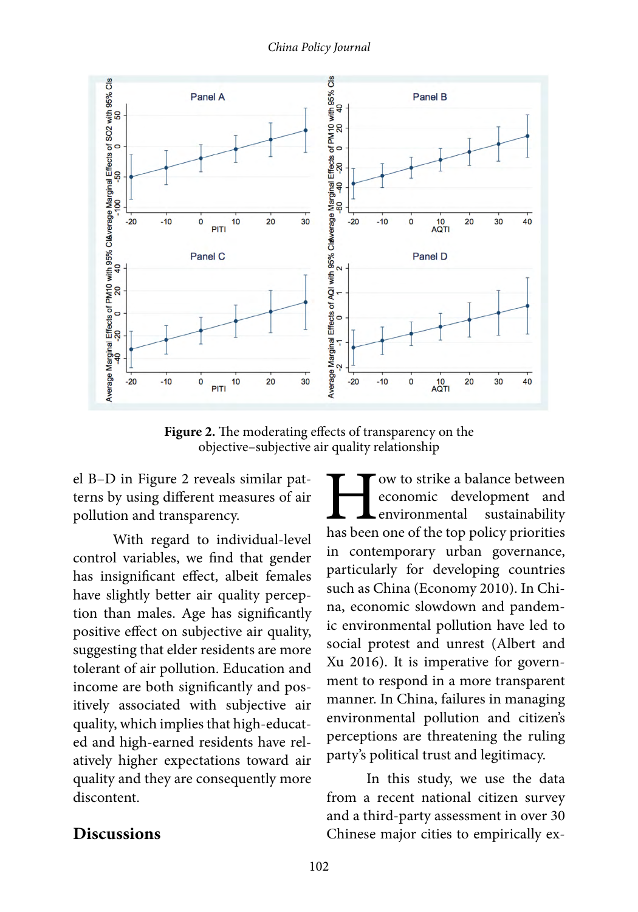**Figure 2.** The moderating effects of transparency on the objective–subjective air quality relationship

el B–D in Figure 2 reveals similar patterns by using different measures of air pollution and transparency.

With regard to individual-level control variables, we find that gender has insignificant effect, albeit females have slightly better air quality perception than males. Age has significantly positive effect on subjective air quality, suggesting that elder residents are more tolerant of air pollution. Education and income are both significantly and positively associated with subjective air quality, which implies that high-educated and high-earned residents have relatively higher expectations toward air quality and they are consequently more discontent.

## Discussions

How to strike a balance between economic development and environmental sustainability has been one of the top policy priorities in contemporary urban governance, particularly for developing countries such as China (Economy 2010). In China, economic slowdown and pandemic environmental pollution have led to social protest and unrest (Albert and Xu 2016). It is imperative for government to respond in a more transparent manner. In China, failures in managing environmental pollution and citizen's perceptions are threatening the ruling party's political trust and legitimacy.

In this study, we use the data from a recent national citizen survey and a third-party assessment in over 30 Chinese major cities to empirically ex-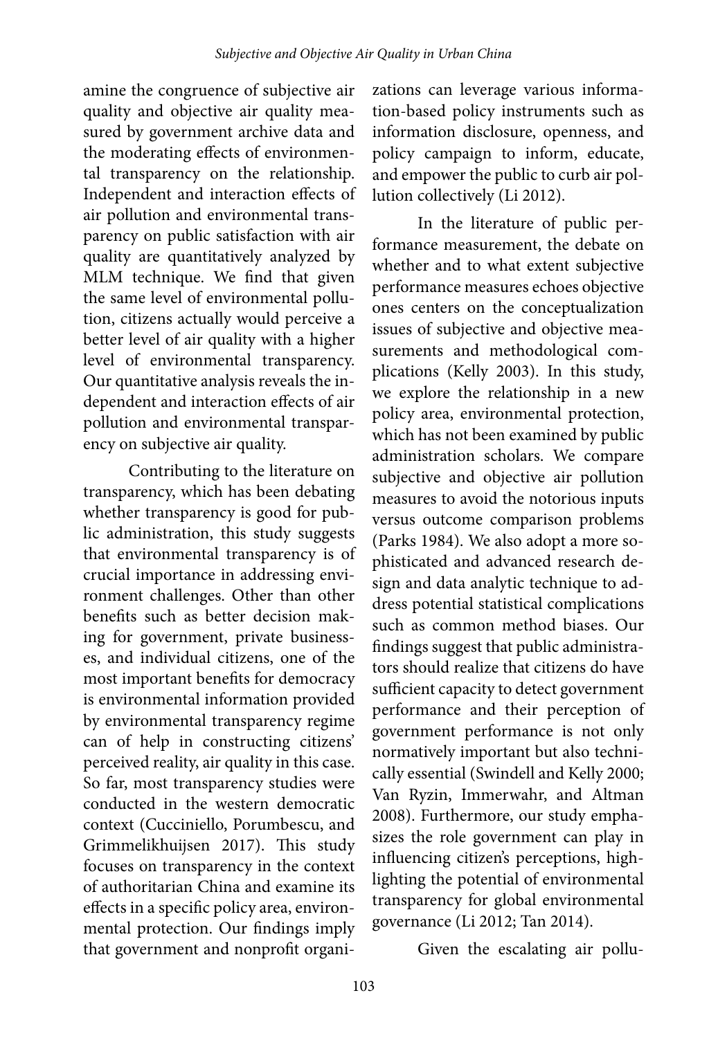amine the congruence of subjective air quality and objective air quality measured by government archive data and the moderating effects of environmental transparency on the relationship. Independent and interaction effects of air pollution and environmental transparency on public satisfaction with air quality are quantitatively analyzed by MLM technique. We find that given the same level of environmental pollution, citizens actually would perceive a better level of air quality with a higher level of environmental transparency. Our quantitative analysis reveals the independent and interaction effects of air pollution and environmental transparency on subjective air quality.

Contributing to the literature on transparency, which has been debating whether transparency is good for public administration, this study suggests that environmental transparency is of crucial importance in addressing environment challenges. Other than other benefits such as better decision making for government, private businesses, and individual citizens, one of the most important benefits for democracy is environmental information provided by environmental transparency regime can of help in constructing citizens' perceived reality, air quality in this case. So far, most transparency studies were conducted in the western democratic context (Cucciniello, Porumbescu, and Grimmelikhuijsen 2017). This study focuses on transparency in the context of authoritarian China and examine its effects in a specific policy area, environmental protection. Our findings imply that government and nonprofit organizations can leverage various information-based policy instruments such as information disclosure, openness, and policy campaign to inform, educate, and empower the public to curb air pollution collectively (Li 2012).

In the literature of public performance measurement, the debate on whether and to what extent subjective performance measures echoes objective ones centers on the conceptualization issues of subjective and objective measurements and methodological complications (Kelly 2003). In this study, we explore the relationship in a new policy area, environmental protection, which has not been examined by public administration scholars. We compare subjective and objective air pollution measures to avoid the notorious inputs versus outcome comparison problems (Parks 1984). We also adopt a more sophisticated and advanced research design and data analytic technique to address potential statistical complications such as common method biases. Our findings suggest that public administrators should realize that citizens do have sufficient capacity to detect government performance and their perception of government performance is not only normatively important but also technically essential (Swindell and Kelly 2000; Van Ryzin, Immerwahr, and Altman 2008). Furthermore, our study emphasizes the role government can play in influencing citizen's perceptions, highlighting the potential of environmental transparency for global environmental governance (Li 2012; Tan 2014).

Given the escalating air pollu-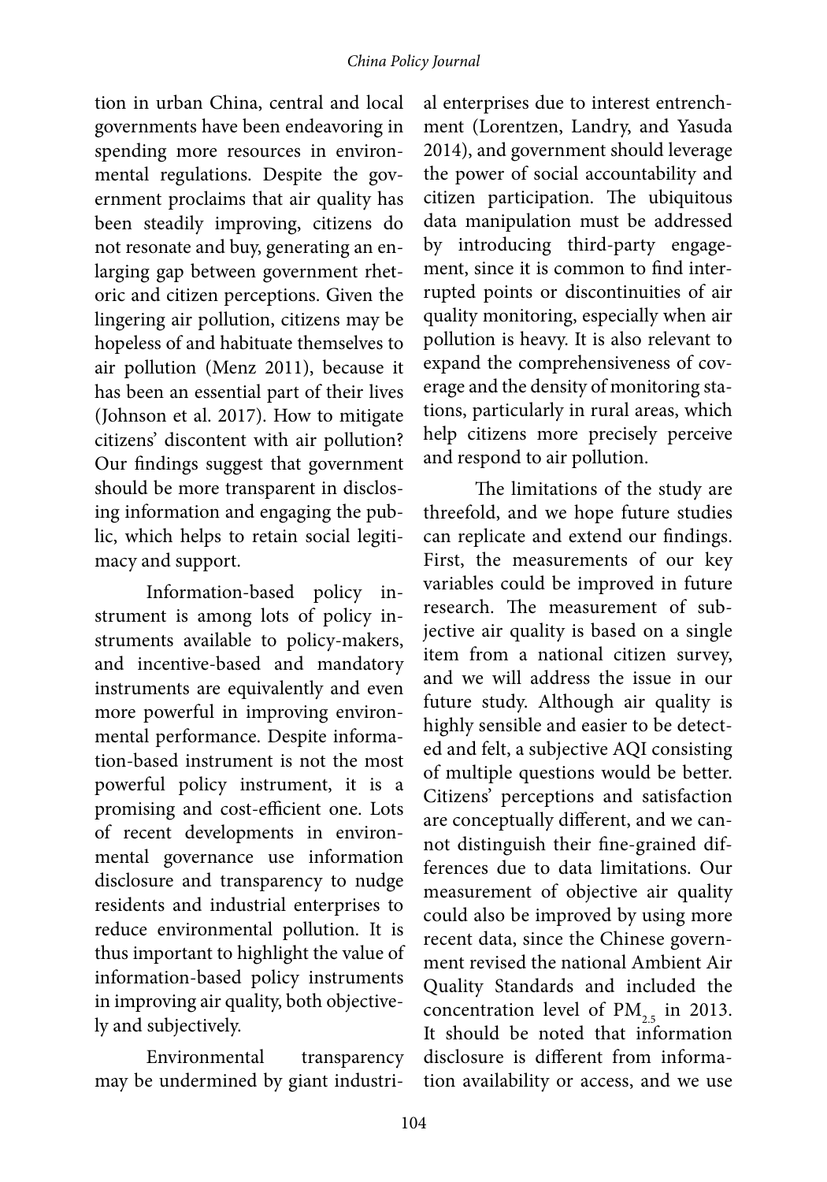tion in urban China, central and local governments have been endeavoring in spending more resources in environmental regulations. Despite the government proclaims that air quality has been steadily improving, citizens do not resonate and buy, generating an enlarging gap between government rhetoric and citizen perceptions. Given the lingering air pollution, citizens may be hopeless of and habituate themselves to air pollution (Menz 2011), because it has been an essential part of their lives (Johnson et al. 2017). How to mitigate citizens' discontent with air pollution? Our findings suggest that government should be more transparent in disclosing information and engaging the public, which helps to retain social legitimacy and support.

Information-based policy instrument is among lots of policy instruments available to policy-makers, and incentive-based and mandatory instruments are equivalently and even more powerful in improving environmental performance. Despite information-based instrument is not the most powerful policy instrument, it is a promising and cost-efficient one. Lots of recent developments in environmental governance use information disclosure and transparency to nudge residents and industrial enterprises to reduce environmental pollution. It is thus important to highlight the value of information-based policy instruments in improving air quality, both objectively and subjectively.

Environmental transparency may be undermined by giant industrial enterprises due to interest entrenchment (Lorentzen, Landry, and Yasuda 2014), and government should leverage the power of social accountability and citizen participation. The ubiquitous data manipulation must be addressed by introducing third-party engagement, since it is common to find interrupted points or discontinuities of air quality monitoring, especially when air pollution is heavy. It is also relevant to expand the comprehensiveness of coverage and the density of monitoring stations, particularly in rural areas, which help citizens more precisely perceive and respond to air pollution.

The limitations of the study are threefold, and we hope future studies can replicate and extend our findings. First, the measurements of our key variables could be improved in future research. The measurement of subjective air quality is based on a single item from a national citizen survey, and we will address the issue in our future study. Although air quality is highly sensible and easier to be detected and felt, a subjective AQI consisting of multiple questions would be better. Citizens' perceptions and satisfaction are conceptually different, and we cannot distinguish their fine-grained differences due to data limitations. Our measurement of objective air quality could also be improved by using more recent data, since the Chinese government revised the national Ambient Air Quality Standards and included the concentration level of $PM_{2.5}$ in 2013. It should be noted that information disclosure is different from information availability or access, and we use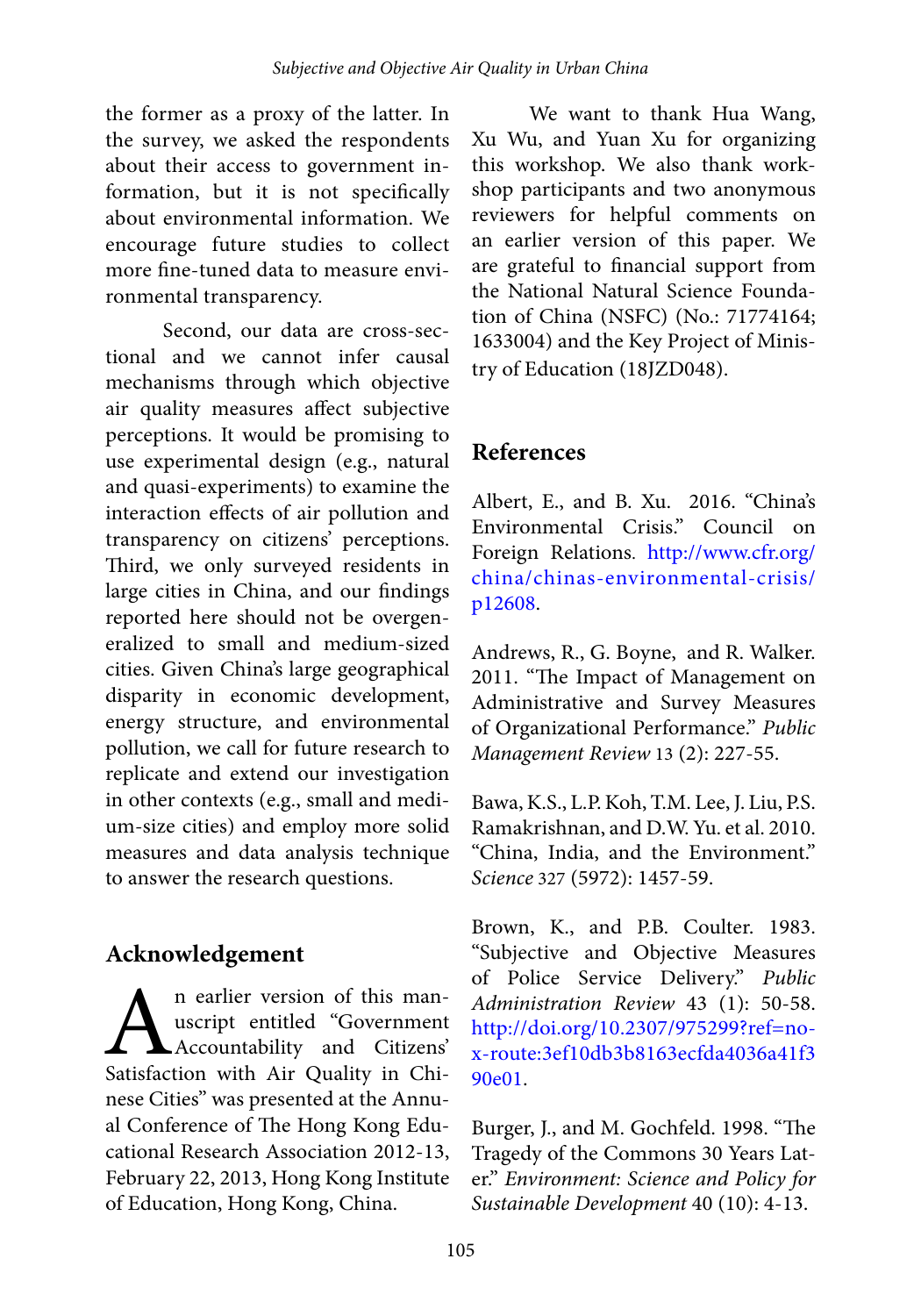the former as a proxy of the latter. In the survey, we asked the respondents about their access to government information, but it is not specifically about environmental information. We encourage future studies to collect more fine-tuned data to measure environmental transparency.

Second, our data are cross-sectional and we cannot infer causal mechanisms through which objective air quality measures affect subjective perceptions. It would be promising to use experimental design (e.g., natural and quasi-experiments) to examine the interaction effects of air pollution and transparency on citizens' perceptions. Third, we only surveyed residents in large cities in China, and our findings reported here should not be overgeneralized to small and medium-sized cities. Given China's large geographical disparity in economic development, energy structure, and environmental pollution, we call for future research to replicate and extend our investigation in other contexts (e.g., small and medium-size cities) and employ more solid measures and data analysis technique to answer the research questions.

## Acknowledgement

An earlier version of this manuscript entitled "Government Accountability and Citizens' Satisfaction with Air Quality in Chinese Cities" was presented at the Annual Conference of The Hong Kong Educational Research Association 2012-13, February 22, 2013, Hong Kong Institute of Education, Hong Kong, China.

We want to thank Hua Wang, Xu Wu, and Yuan Xu for organizing this workshop. We also thank workshop participants and two anonymous reviewers for helpful comments on an earlier version of this paper. We are grateful to financial support from the National Natural Science Foundation of China (NSFC) (No.: 71774164; 1633004) and the Key Project of Ministry of Education (18JZD048).

## References

Albert, E., and B. Xu. 2016. "China's Environmental Crisis." Council on Foreign Relations. http://www.cfr.org/china/chinas-environmental-crisis/p12608.

Andrews, R., G. Boyne, and R. Walker. 2011. "The Impact of Management on Administrative and Survey Measures of Organizational Performance." *Public Management Review* 13 (2): 227-55.

Bawa, K.S., L.P. Koh, T.M. Lee, J. Liu, P.S. Ramakrishnan, and D.W. Yu. et al. 2010. "China, India, and the Environment." *Science* 327 (5972): 1457-59.

Brown, K., and P.B. Coulter. 1983. "Subjective and Objective Measures of Police Service Delivery." *Public Administration Review* 43 (1): 50-58. http://doi.org/10.2307/975299?ref=no-x-route:3ef10db3b8163ecfda4036a41f390e01.

Burger, J., and M. Gochfeld. 1998. "The Tragedy of the Commons 30 Years Later." *Environment: Science and Policy for Sustainable Development* 40 (10): 4-13.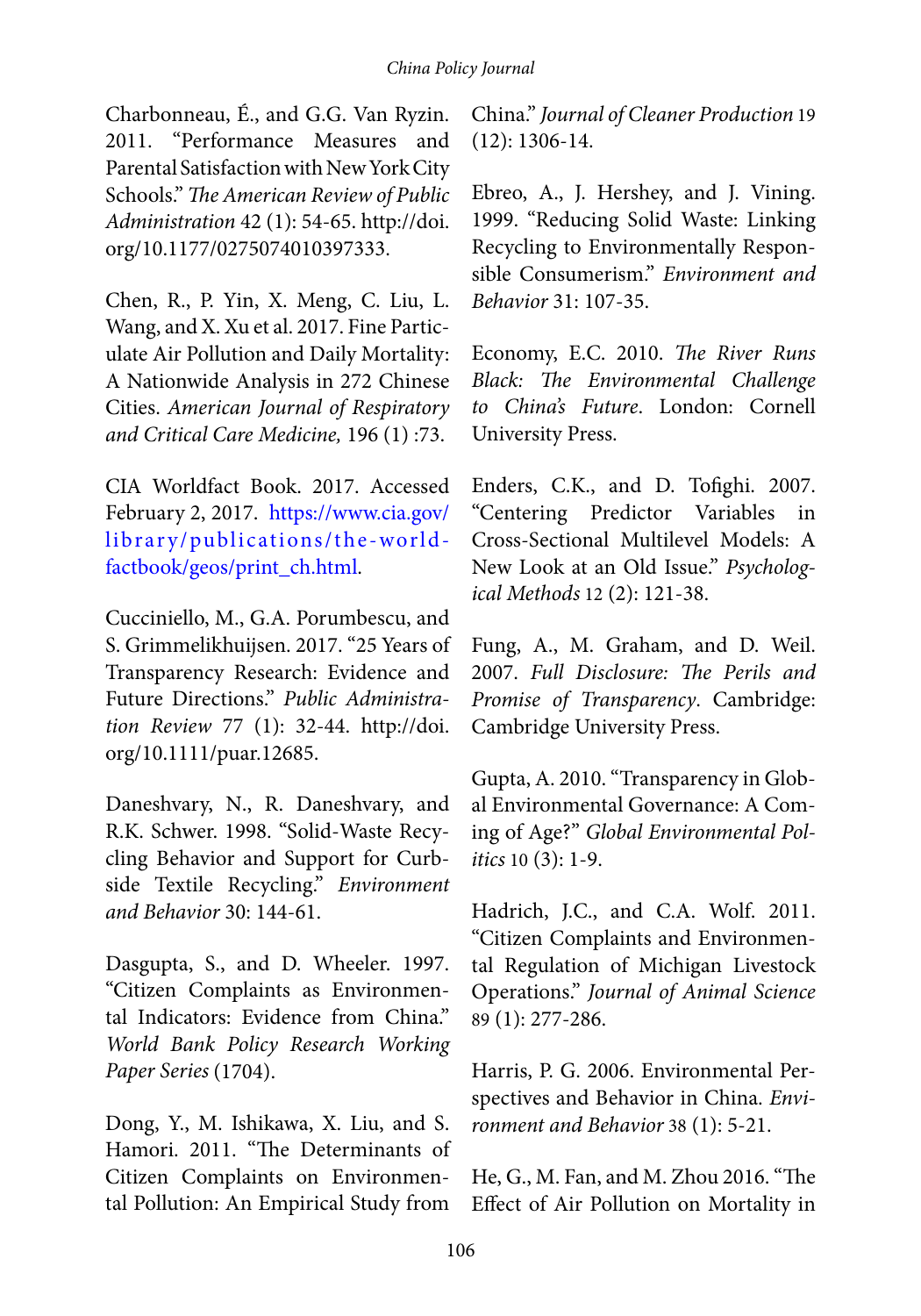Charbonneau, É., and G.G. Van Ryzin. 2011. "Performance Measures and Parental Satisfaction with New York City Schools." *The American Review of Public Administration* 42 (1): 54-65. http://doi.org/10.1177/0275074010397333.

Chen, R., P. Yin, X. Meng, C. Liu, L. Wang, and X. Xu et al. 2017. Fine Particulate Air Pollution and Daily Mortality: A Nationwide Analysis in 272 Chinese Cities. *American Journal of Respiratory and Critical Care Medicine,* 196 (1) :73.

CIA Worldfact Book. 2017. Accessed February 2, 2017. https://www.cia.gov/library/publications/the-world-factbook/geos/print_ch.html.

Cucciniello, M., G.A. Porumbescu, and S. Grimmelikhuijsen. 2017. "25 Years of Transparency Research: Evidence and Future Directions." *Public Administration Review* 77 (1): 32-44. http://doi.org/10.1111/puar.12685.

Daneshvary, N., R. Daneshvary, and R.K. Schwer. 1998. "Solid-Waste Recycling Behavior and Support for Curbside Textile Recycling." *Environment and Behavior* 30: 144-61.

Dasgupta, S., and D. Wheeler. 1997. "Citizen Complaints as Environmental Indicators: Evidence from China." *World Bank Policy Research Working Paper Series* (1704).

Dong, Y., M. Ishikawa, X. Liu, and S. Hamori. 2011. "The Determinants of Citizen Complaints on Environmental Pollution: An Empirical Study from China." *Journal of Cleaner Production* 19 (12): 1306-14.

Ebreo, A., J. Hershey, and J. Vining. 1999. "Reducing Solid Waste: Linking Recycling to Environmentally Responsible Consumerism." *Environment and Behavior* 31: 107-35.

Economy, E.C. 2010. *The River Runs Black: The Environmental Challenge to China's Future*. London: Cornell University Press.

Enders, C.K., and D. Tofighi. 2007. "Centering Predictor Variables in Cross-Sectional Multilevel Models: A New Look at an Old Issue." *Psychological Methods* 12 (2): 121-38.

Fung, A., M. Graham, and D. Weil. 2007. *Full Disclosure: The Perils and Promise of Transparency*. Cambridge: Cambridge University Press.

Gupta, A. 2010. "Transparency in Global Environmental Governance: A Coming of Age?" *Global Environmental Politics* 10 (3): 1-9.

Hadrich, J.C., and C.A. Wolf. 2011. "Citizen Complaints and Environmental Regulation of Michigan Livestock Operations." *Journal of Animal Science* 89 (1): 277-286.

Harris, P. G. 2006. Environmental Perspectives and Behavior in China. *Environment and Behavior* 38 (1): 5-21.

He, G., M. Fan, and M. Zhou 2016. "The Effect of Air Pollution on Mortality in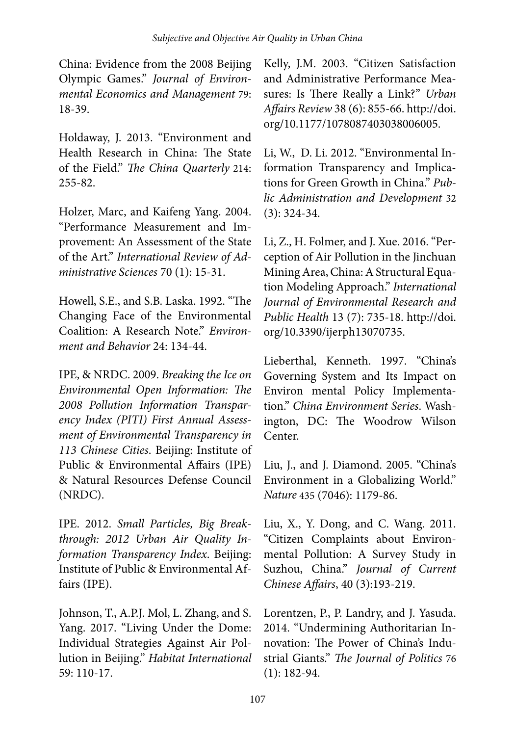China: Evidence from the 2008 Beijing Olympic Games." *Journal of Environmental Economics and Management* 79: 18-39.

Holdaway, J. 2013. "Environment and Health Research in China: The State of the Field." *The China Quarterly* 214: 255-82.

Holzer, Marc, and Kaifeng Yang. 2004. "Performance Measurement and Improvement: An Assessment of the State of the Art." *International Review of Administrative Sciences* 70 (1): 15-31.

Howell, S.E., and S.B. Laska. 1992. "The Changing Face of the Environmental Coalition: A Research Note." *Environment and Behavior* 24: 134-44.

IPE, & NRDC. 2009. *Breaking the Ice on Environmental Open Information: The 2008 Pollution Information Transparency Index (PITI) First Annual Assessment of Environmental Transparency in 113 Chinese Cities*. Beijing: Institute of Public & Environmental Affairs (IPE) & Natural Resources Defense Council (NRDC).

IPE. 2012. *Small Particles, Big Breakthrough: 2012 Urban Air Quality Information Transparency Index*. Beijing: Institute of Public & Environmental Affairs (IPE).

Johnson, T., A.P.J. Mol, L. Zhang, and S. Yang. 2017. "Living Under the Dome: Individual Strategies Against Air Pollution in Beijing." *Habitat International* 59: 110-17.

Kelly, J.M. 2003. "Citizen Satisfaction and Administrative Performance Measures: Is There Really a Link?" *Urban Affairs Review* 38 (6): 855-66. http://doi.org/10.1177/1078087403038006005.

Li, W., D. Li. 2012. "Environmental Information Transparency and Implications for Green Growth in China." *Public Administration and Development* 32 (3): 324-34.

Li, Z., H. Folmer, and J. Xue. 2016. "Perception of Air Pollution in the Jinchuan Mining Area, China: A Structural Equation Modeling Approach." *International Journal of Environmental Research and Public Health* 13 (7): 735-18. http://doi.org/10.3390/ijerph13070735.

Lieberthal, Kenneth. 1997. "China's Governing System and Its Impact on Environ mental Policy Implementation." *China Environment Series*. Washington, DC: The Woodrow Wilson Center.

Liu, J., and J. Diamond. 2005. "China's Environment in a Globalizing World." *Nature* 435 (7046): 1179-86.

Liu, X., Y. Dong, and C. Wang. 2011. "Citizen Complaints about Environmental Pollution: A Survey Study in Suzhou, China." *Journal of Current Chinese Affairs*, 40 (3):193-219.

Lorentzen, P., P. Landry, and J. Yasuda. 2014. "Undermining Authoritarian Innovation: The Power of China's Industrial Giants." *The Journal of Politics* 76 (1): 182-94.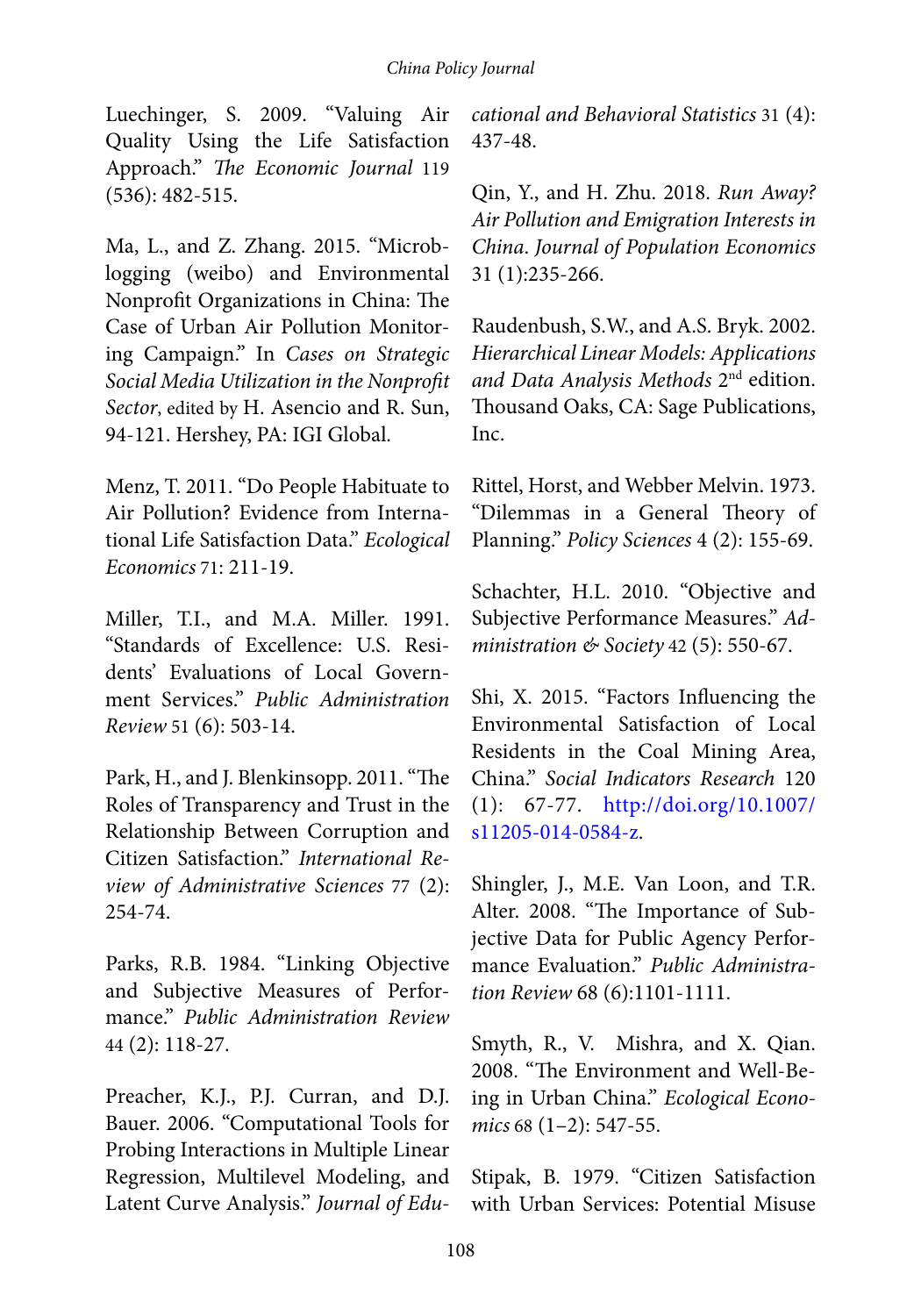Luechinger, S. 2009. "Valuing Air Quality Using the Life Satisfaction Approach." *The Economic Journal* 119 (536): 482-515.

Ma, L., and Z. Zhang. 2015. "Microblogging (weibo) and Environmental Nonprofit Organizations in China: The Case of Urban Air Pollution Monitoring Campaign." In *Cases on Strategic Social Media Utilization in the Nonprofit Sector*, edited by H. Asencio and R. Sun, 94-121. Hershey, PA: IGI Global.

Menz, T. 2011. "Do People Habituate to Air Pollution? Evidence from International Life Satisfaction Data." *Ecological Economics* 71: 211-19.

Miller, T.I., and M.A. Miller. 1991. "Standards of Excellence: U.S. Residents' Evaluations of Local Government Services." *Public Administration Review* 51 (6): 503-14.

Park, H., and J. Blenkinsopp. 2011. "The Roles of Transparency and Trust in the Relationship Between Corruption and Citizen Satisfaction." *International Review of Administrative Sciences* 77 (2): 254-74.

Parks, R.B. 1984. "Linking Objective and Subjective Measures of Performance." *Public Administration Review* 44 (2): 118-27.

Preacher, K.J., P.J. Curran, and D.J. Bauer. 2006. "Computational Tools for Probing Interactions in Multiple Linear Regression, Multilevel Modeling, and Latent Curve Analysis." *Journal of Educational and Behavioral Statistics* 31 (4): 437-48.

Qin, Y., and H. Zhu. 2018. *Run Away? Air Pollution and Emigration Interests in China. Journal of Population Economics* 31 (1):235-266.

Raudenbush, S.W., and A.S. Bryk. 2002. *Hierarchical Linear Models: Applications and Data Analysis Methods* 2nd edition. Thousand Oaks, CA: Sage Publications, Inc.

Rittel, Horst, and Webber Melvin. 1973. "Dilemmas in a General Theory of Planning." *Policy Sciences* 4 (2): 155-69.

Schachter, H.L. 2010. "Objective and Subjective Performance Measures." *Administration & Society* 42 (5): 550-67.

Shi, X. 2015. "Factors Influencing the Environmental Satisfaction of Local Residents in the Coal Mining Area, China." *Social Indicators Research* 120 (1): 67-77. http://doi.org/10.1007/s11205-014-0584-z.

Shingler, J., M.E. Van Loon, and T.R. Alter. 2008. "The Importance of Subjective Data for Public Agency Performance Evaluation." *Public Administration Review* 68 (6):1101-1111.

Smyth, R., V. Mishra, and X. Qian. 2008. "The Environment and Well-Being in Urban China." *Ecological Economics* 68 (1–2): 547-55.

Stipak, B. 1979. "Citizen Satisfaction with Urban Services: Potential Misuse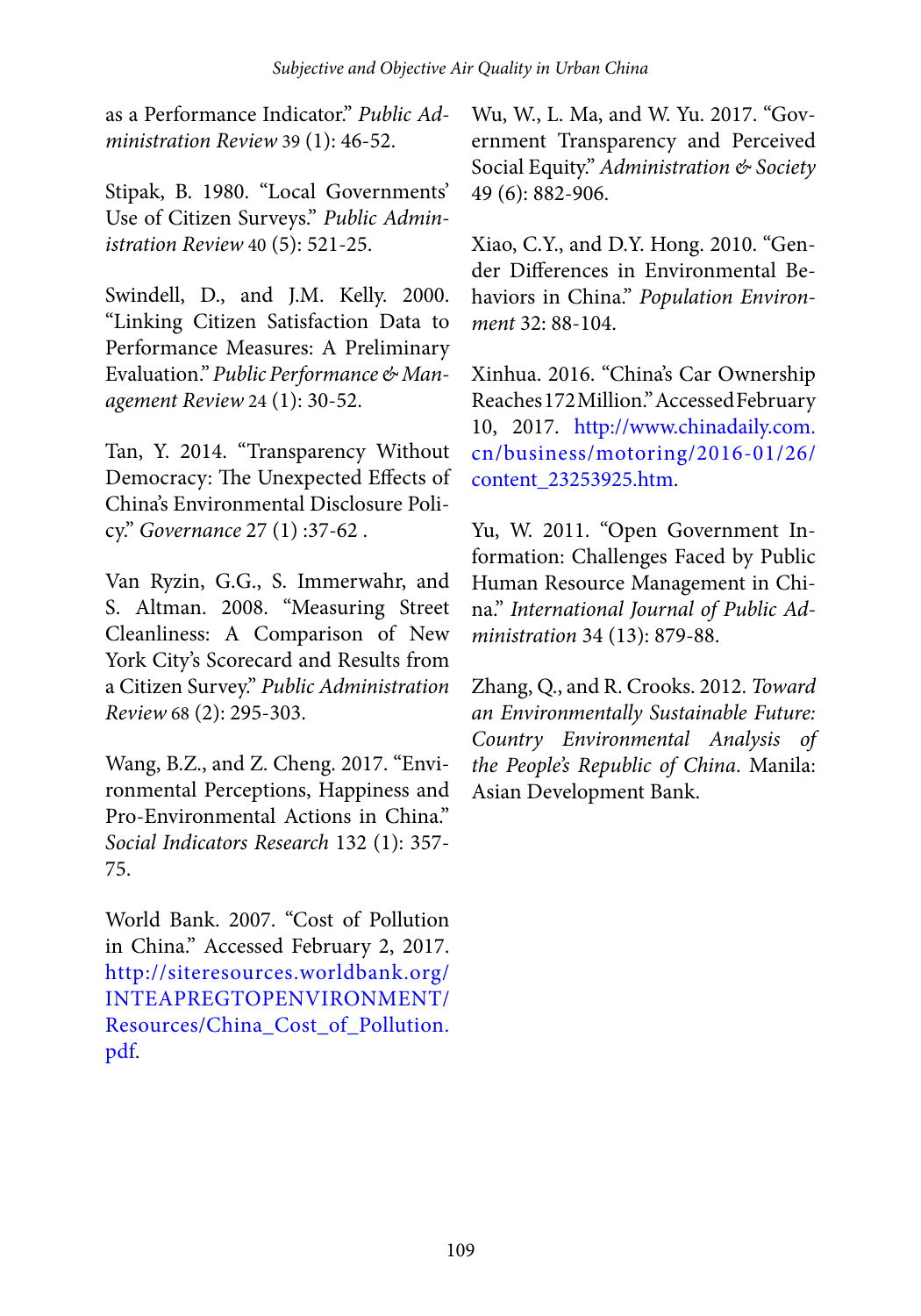as a Performance Indicator." *Public Administration Review* 39 (1): 46-52.

Stipak, B. 1980. "Local Governments' Use of Citizen Surveys." *Public Administration Review* 40 (5): 521-25.

Swindell, D., and J.M. Kelly. 2000. "Linking Citizen Satisfaction Data to Performance Measures: A Preliminary Evaluation." *Public Performance & Management Review* 24 (1): 30-52.

Tan, Y. 2014. "Transparency Without Democracy: The Unexpected Effects of China's Environmental Disclosure Policy." *Governance* 27 (1) :37-62 .

Van Ryzin, G.G., S. Immerwahr, and S. Altman. 2008. "Measuring Street Cleanliness: A Comparison of New York City's Scorecard and Results from a Citizen Survey." *Public Administration Review* 68 (2): 295-303.

Wang, B.Z., and Z. Cheng. 2017. "Environmental Perceptions, Happiness and Pro-Environmental Actions in China." *Social Indicators Research* 132 (1): 357-75.

World Bank. 2007. "Cost of Pollution in China." Accessed February 2, 2017. http://siteresources.worldbank.org/INTEAPREGTOPENVIRONMENT/Resources/China_Cost_of_Pollution.pdf.

Wu, W., L. Ma, and W. Yu. 2017. "Government Transparency and Perceived Social Equity." *Administration & Society* 49 (6): 882-906.

Xiao, C.Y., and D.Y. Hong. 2010. "Gender Differences in Environmental Behaviors in China." *Population Environment* 32: 88-104.

Xinhua. 2016. "China's Car Ownership Reaches 172 Million." Accessed February 10, 2017. http://www.chinadaily.com.cn/business/motoring/2016-01/26/content_23253925.htm.

Yu, W. 2011. "Open Government Information: Challenges Faced by Public Human Resource Management in China." *International Journal of Public Administration* 34 (13): 879-88.

Zhang, Q., and R. Crooks. 2012. *Toward an Environmentally Sustainable Future: Country Environmental Analysis of the People's Republic of China*. Manila: Asian Development Bank.